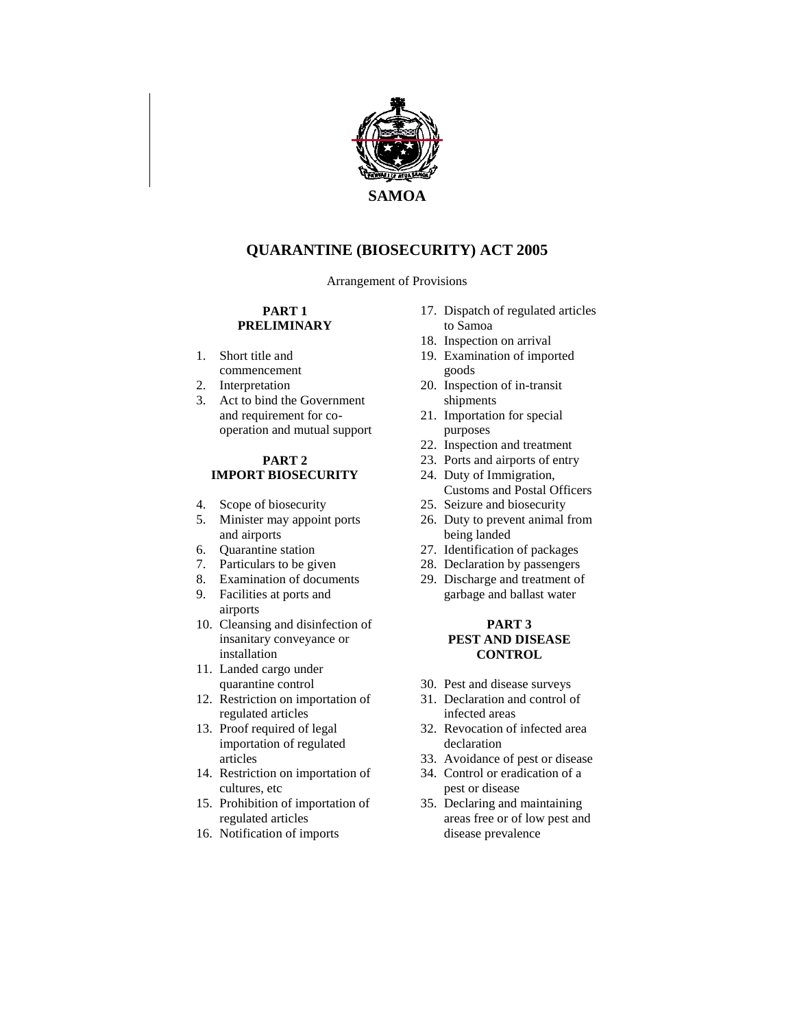**SAMOA**

# QUARANTINE (BIOSECURITY) ACT 2005

Arrangement of Provisions

**PART 1**
**PRELIMINARY**

1. Short title and commencement
2. Interpretation
3. Act to bind the Government and requirement for co-operation and mutual support

**PART 2**
**IMPORT BIOSECURITY**

4. Scope of biosecurity
5. Minister may appoint ports and airports
6. Quarantine station
7. Particulars to be given
8. Examination of documents
9. Facilities at ports and airports
10. Cleansing and disinfection of insanitary conveyance or installation
11. Landed cargo under quarantine control
12. Restriction on importation of regulated articles
13. Proof required of legal importation of regulated articles
14. Restriction on importation of cultures, etc
15. Prohibition of importation of regulated articles
16. Notification of imports
17. Dispatch of regulated articles to Samoa
18. Inspection on arrival
19. Examination of imported goods
20. Inspection of in-transit shipments
21. Importation for special purposes
22. Inspection and treatment
23. Ports and airports of entry
24. Duty of Immigration, Customs and Postal Officers
25. Seizure and biosecurity
26. Duty to prevent animal from being landed
27. Identification of packages
28. Declaration by passengers
29. Discharge and treatment of garbage and ballast water

**PART 3**
**PEST AND DISEASE CONTROL**

30. Pest and disease surveys
31. Declaration and control of infected areas
32. Revocation of infected area declaration
33. Avoidance of pest or disease
34. Control or eradication of a pest or disease
35. Declaring and maintaining areas free or of low pest and disease prevalence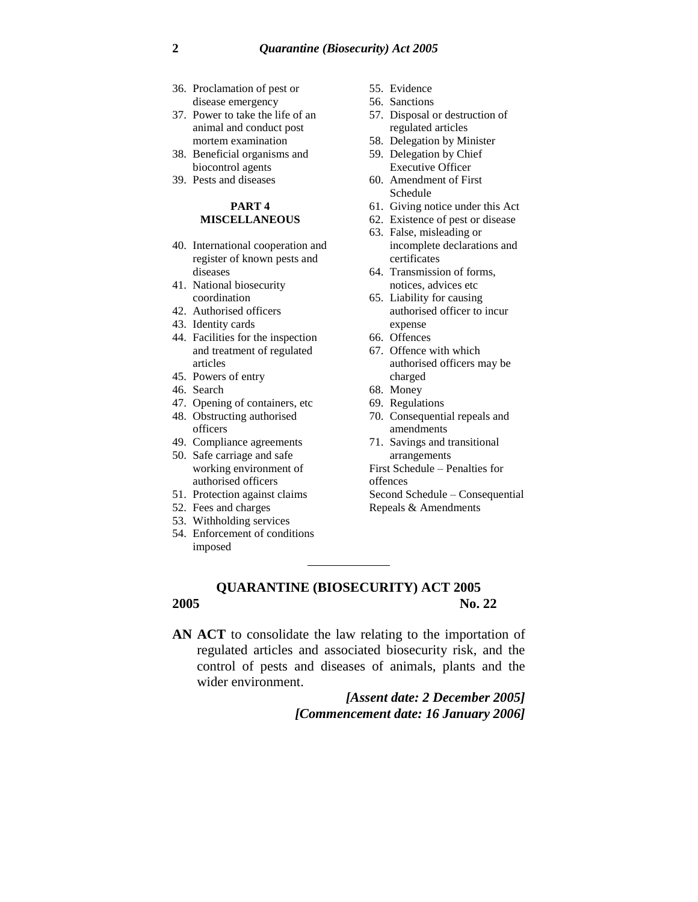36. Proclamation of pest or disease emergency
37. Power to take the life of an animal and conduct post mortem examination
38. Beneficial organisms and biocontrol agents
39. Pests and diseases

**PART 4**
**MISCELLANEOUS**

40. International cooperation and register of known pests and diseases
41. National biosecurity coordination
42. Authorised officers
43. Identity cards
44. Facilities for the inspection and treatment of regulated articles
45. Powers of entry
46. Search
47. Opening of containers, etc
48. Obstructing authorised officers
49. Compliance agreements
50. Safe carriage and safe working environment of authorised officers
51. Protection against claims
52. Fees and charges
53. Withholding services
54. Enforcement of conditions imposed
55. Evidence
56. Sanctions
57. Disposal or destruction of regulated articles
58. Delegation by Minister
59. Delegation by Chief Executive Officer
60. Amendment of First Schedule
61. Giving notice under this Act
62. Existence of pest or disease
63. False, misleading or incomplete declarations and certificates
64. Transmission of forms, notices, advices etc
65. Liability for causing authorised officer to incur expense
66. Offences
67. Offence with which authorised officers may be charged
68. Money
69. Regulations
70. Consequential repeals and amendments
71. Savings and transitional arrangements

First Schedule – Penalties for offences

Second Schedule – Consequential Repeals & Amendments

---

# QUARANTINE (BIOSECURITY) ACT 2005

**2005** **No. 22**

**AN ACT** to consolidate the law relating to the importation of regulated articles and associated biosecurity risk, and the control of pests and diseases of animals, plants and the wider environment.

***[Assent date: 2 December 2005]***
***[Commencement date: 16 January 2006]***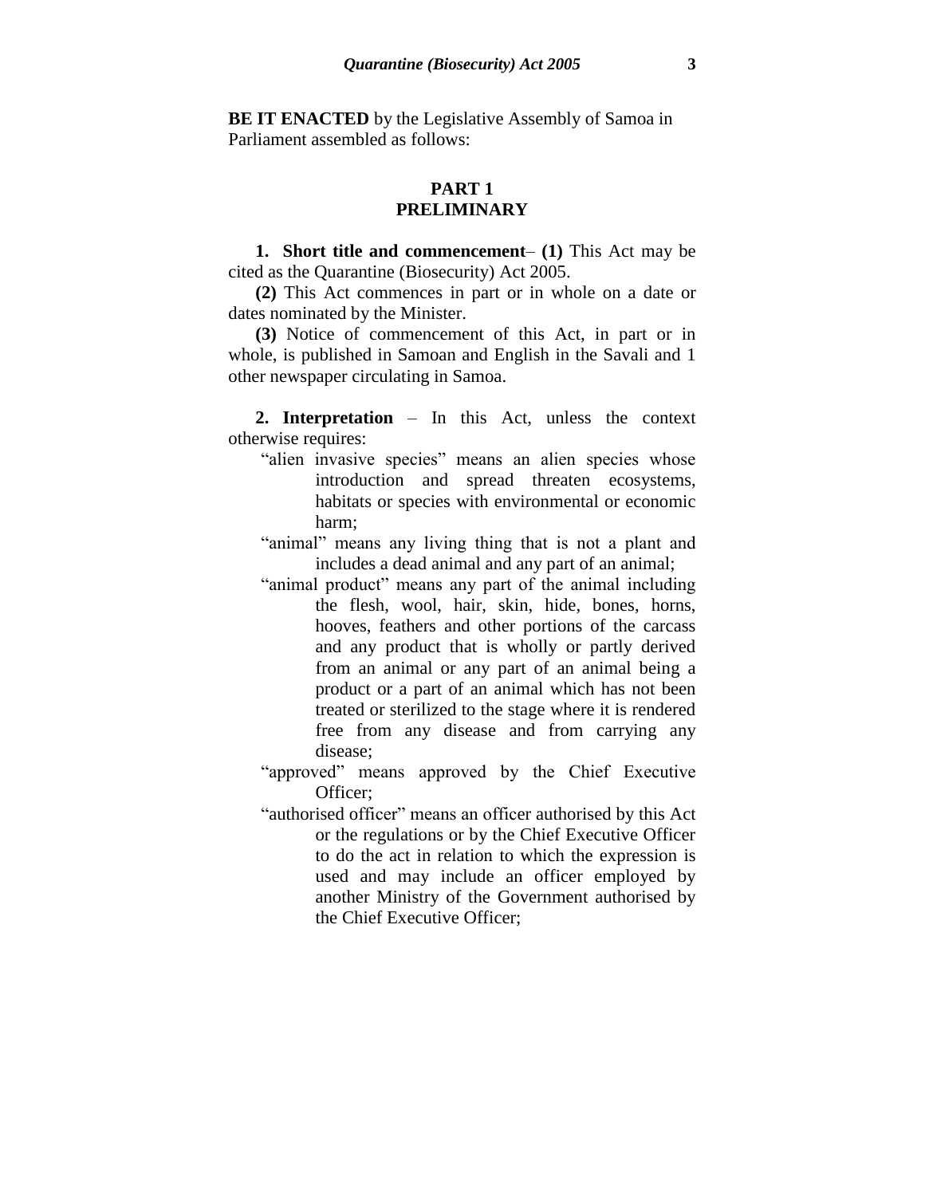**BE IT ENACTED** by the Legislative Assembly of Samoa in Parliament assembled as follows:

## PART 1
## PRELIMINARY

**1. Short title and commencement**– **(1)** This Act may be cited as the Quarantine (Biosecurity) Act 2005.

**(2)** This Act commences in part or in whole on a date or dates nominated by the Minister.

**(3)** Notice of commencement of this Act, in part or in whole, is published in Samoan and English in the Savali and 1 other newspaper circulating in Samoa.

**2. Interpretation** – In this Act, unless the context otherwise requires:

"alien invasive species" means an alien species whose introduction and spread threaten ecosystems, habitats or species with environmental or economic harm;

"animal" means any living thing that is not a plant and includes a dead animal and any part of an animal;

"animal product" means any part of the animal including the flesh, wool, hair, skin, hide, bones, horns, hooves, feathers and other portions of the carcass and any product that is wholly or partly derived from an animal or any part of an animal being a product or a part of an animal which has not been treated or sterilized to the stage where it is rendered free from any disease and from carrying any disease;

"approved" means approved by the Chief Executive Officer;

"authorised officer" means an officer authorised by this Act or the regulations or by the Chief Executive Officer to do the act in relation to which the expression is used and may include an officer employed by another Ministry of the Government authorised by the Chief Executive Officer;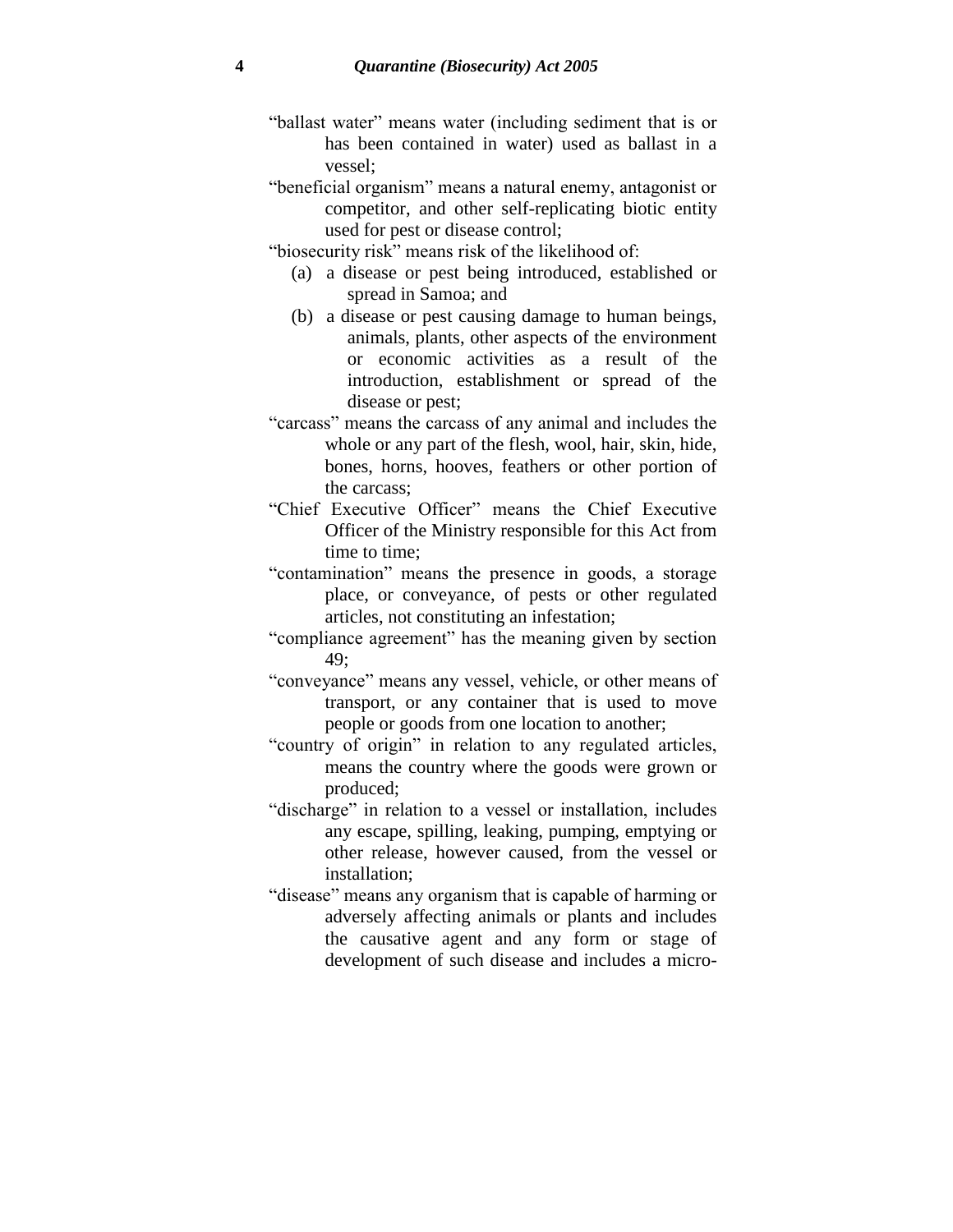"ballast water" means water (including sediment that is or has been contained in water) used as ballast in a vessel;

"beneficial organism" means a natural enemy, antagonist or competitor, and other self-replicating biotic entity used for pest or disease control;

"biosecurity risk" means risk of the likelihood of:

(a) a disease or pest being introduced, established or spread in Samoa; and

(b) a disease or pest causing damage to human beings, animals, plants, other aspects of the environment or economic activities as a result of the introduction, establishment or spread of the disease or pest;

"carcass" means the carcass of any animal and includes the whole or any part of the flesh, wool, hair, skin, hide, bones, horns, hooves, feathers or other portion of the carcass;

"Chief Executive Officer" means the Chief Executive Officer of the Ministry responsible for this Act from time to time;

"contamination" means the presence in goods, a storage place, or conveyance, of pests or other regulated articles, not constituting an infestation;

"compliance agreement" has the meaning given by section 49;

"conveyance" means any vessel, vehicle, or other means of transport, or any container that is used to move people or goods from one location to another;

"country of origin" in relation to any regulated articles, means the country where the goods were grown or produced;

"discharge" in relation to a vessel or installation, includes any escape, spilling, leaking, pumping, emptying or other release, however caused, from the vessel or installation;

"disease" means any organism that is capable of harming or adversely affecting animals or plants and includes the causative agent and any form or stage of development of such disease and includes a micro-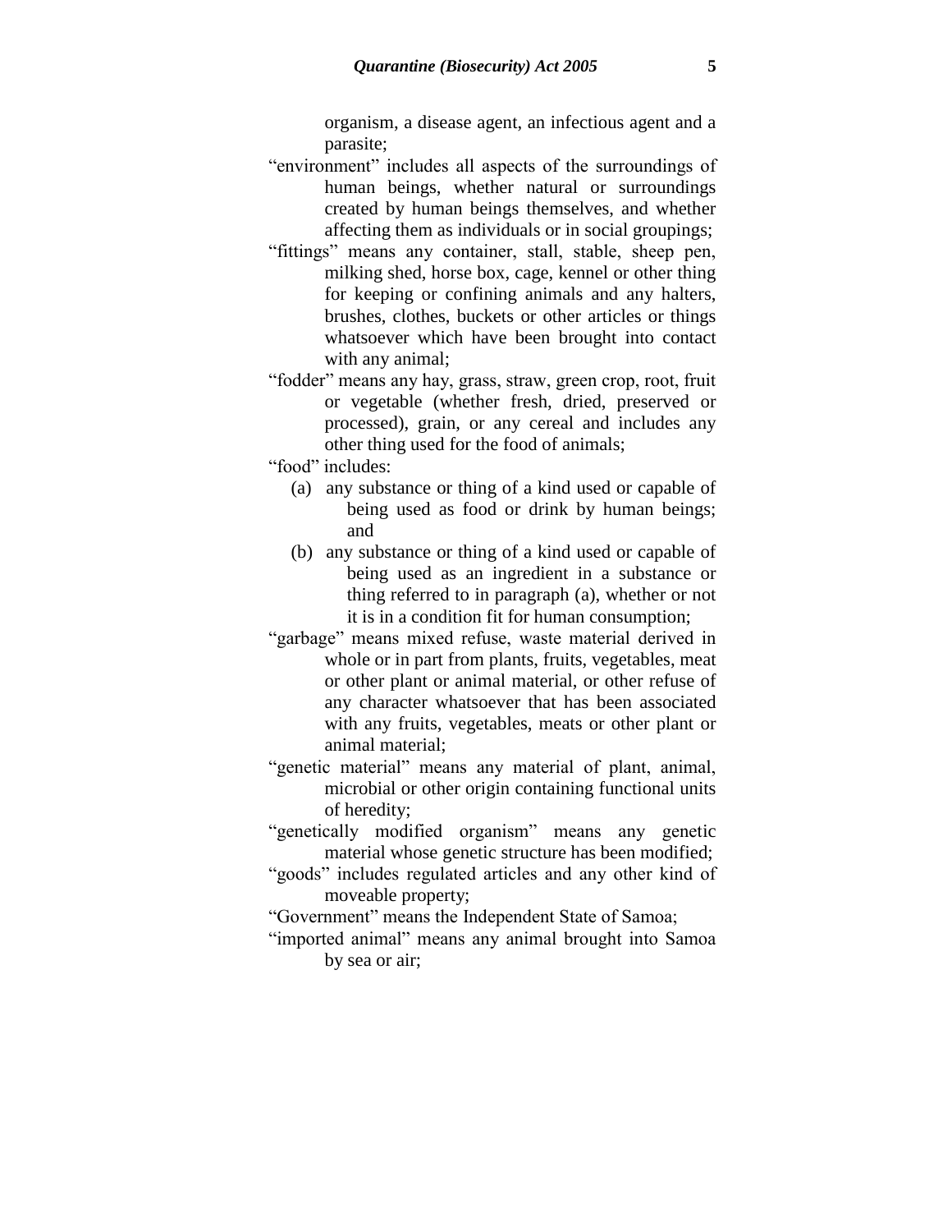organism, a disease agent, an infectious agent and a parasite;

"environment" includes all aspects of the surroundings of human beings, whether natural or surroundings created by human beings themselves, and whether affecting them as individuals or in social groupings;

"fittings" means any container, stall, stable, sheep pen, milking shed, horse box, cage, kennel or other thing for keeping or confining animals and any halters, brushes, clothes, buckets or other articles or things whatsoever which have been brought into contact with any animal;

"fodder" means any hay, grass, straw, green crop, root, fruit or vegetable (whether fresh, dried, preserved or processed), grain, or any cereal and includes any other thing used for the food of animals;

"food" includes:

(a) any substance or thing of a kind used or capable of being used as food or drink by human beings; and

(b) any substance or thing of a kind used or capable of being used as an ingredient in a substance or thing referred to in paragraph (a), whether or not it is in a condition fit for human consumption;

"garbage" means mixed refuse, waste material derived in whole or in part from plants, fruits, vegetables, meat or other plant or animal material, or other refuse of any character whatsoever that has been associated with any fruits, vegetables, meats or other plant or animal material;

"genetic material" means any material of plant, animal, microbial or other origin containing functional units of heredity;

"genetically modified organism" means any genetic material whose genetic structure has been modified;

"goods" includes regulated articles and any other kind of moveable property;

"Government" means the Independent State of Samoa;

"imported animal" means any animal brought into Samoa by sea or air;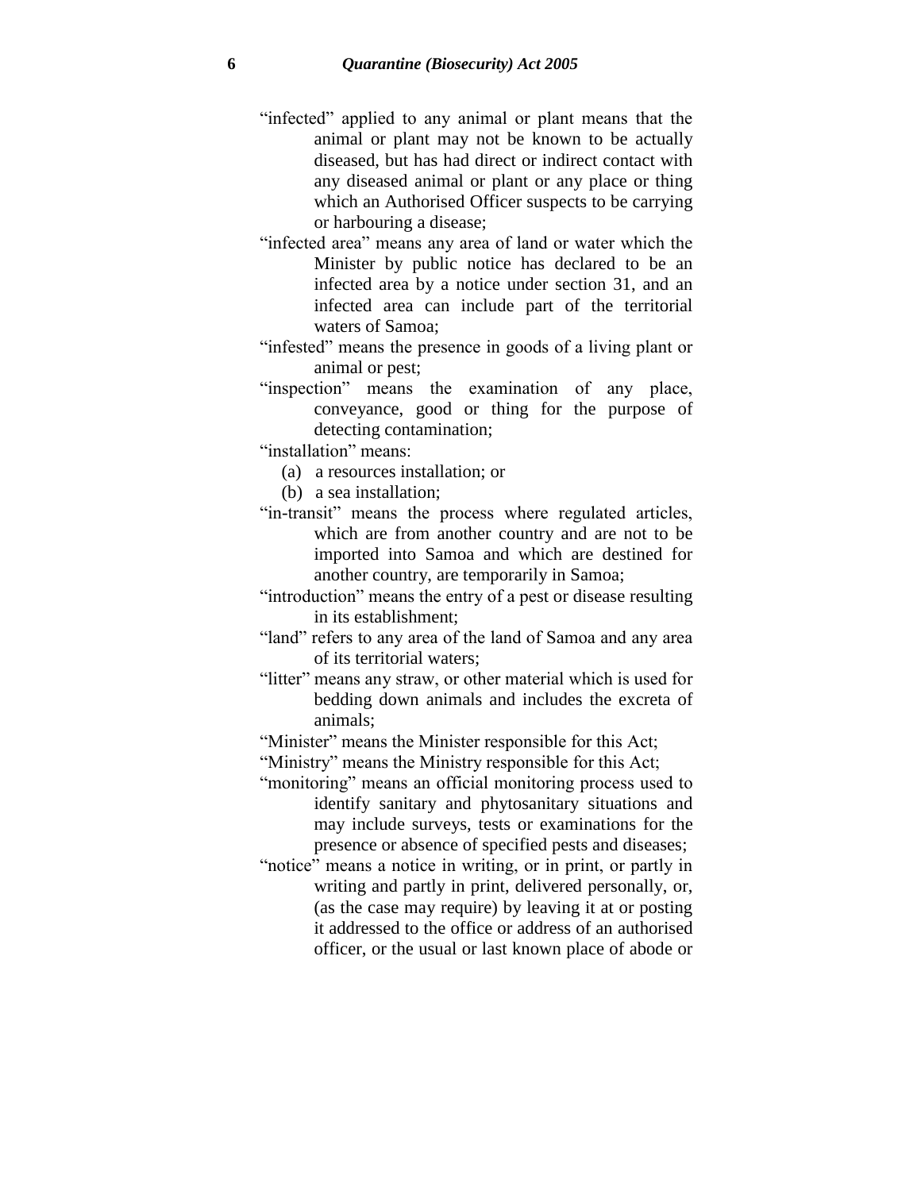"infected" applied to any animal or plant means that the animal or plant may not be known to be actually diseased, but has had direct or indirect contact with any diseased animal or plant or any place or thing which an Authorised Officer suspects to be carrying or harbouring a disease;

"infected area" means any area of land or water which the Minister by public notice has declared to be an infected area by a notice under section 31, and an infected area can include part of the territorial waters of Samoa;

"infested" means the presence in goods of a living plant or animal or pest;

"inspection" means the examination of any place, conveyance, good or thing for the purpose of detecting contamination;

"installation" means:

- (a) a resources installation; or
- (b) a sea installation;

"in-transit" means the process where regulated articles, which are from another country and are not to be imported into Samoa and which are destined for another country, are temporarily in Samoa;

"introduction" means the entry of a pest or disease resulting in its establishment;

"land" refers to any area of the land of Samoa and any area of its territorial waters;

"litter" means any straw, or other material which is used for bedding down animals and includes the excreta of animals;

"Minister" means the Minister responsible for this Act;

"Ministry" means the Ministry responsible for this Act;

"monitoring" means an official monitoring process used to identify sanitary and phytosanitary situations and may include surveys, tests or examinations for the presence or absence of specified pests and diseases;

"notice" means a notice in writing, or in print, or partly in writing and partly in print, delivered personally, or, (as the case may require) by leaving it at or posting it addressed to the office or address of an authorised officer, or the usual or last known place of abode or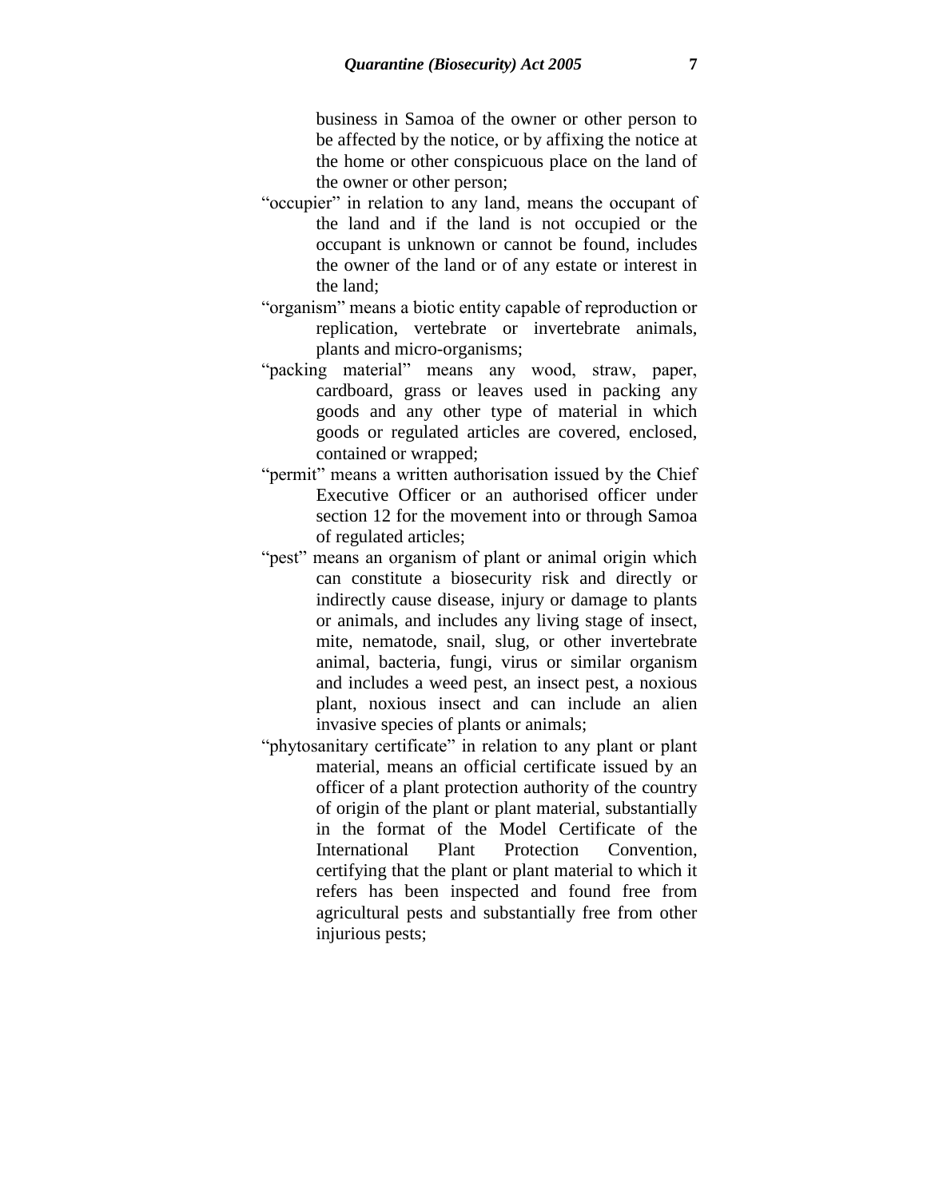business in Samoa of the owner or other person to be affected by the notice, or by affixing the notice at the home or other conspicuous place on the land of the owner or other person;

"occupier" in relation to any land, means the occupant of the land and if the land is not occupied or the occupant is unknown or cannot be found, includes the owner of the land or of any estate or interest in the land;

"organism" means a biotic entity capable of reproduction or replication, vertebrate or invertebrate animals, plants and micro-organisms;

"packing material" means any wood, straw, paper, cardboard, grass or leaves used in packing any goods and any other type of material in which goods or regulated articles are covered, enclosed, contained or wrapped;

"permit" means a written authorisation issued by the Chief Executive Officer or an authorised officer under section 12 for the movement into or through Samoa of regulated articles;

"pest" means an organism of plant or animal origin which can constitute a biosecurity risk and directly or indirectly cause disease, injury or damage to plants or animals, and includes any living stage of insect, mite, nematode, snail, slug, or other invertebrate animal, bacteria, fungi, virus or similar organism and includes a weed pest, an insect pest, a noxious plant, noxious insect and can include an alien invasive species of plants or animals;

"phytosanitary certificate" in relation to any plant or plant material, means an official certificate issued by an officer of a plant protection authority of the country of origin of the plant or plant material, substantially in the format of the Model Certificate of the International Plant Protection Convention, certifying that the plant or plant material to which it refers has been inspected and found free from agricultural pests and substantially free from other injurious pests;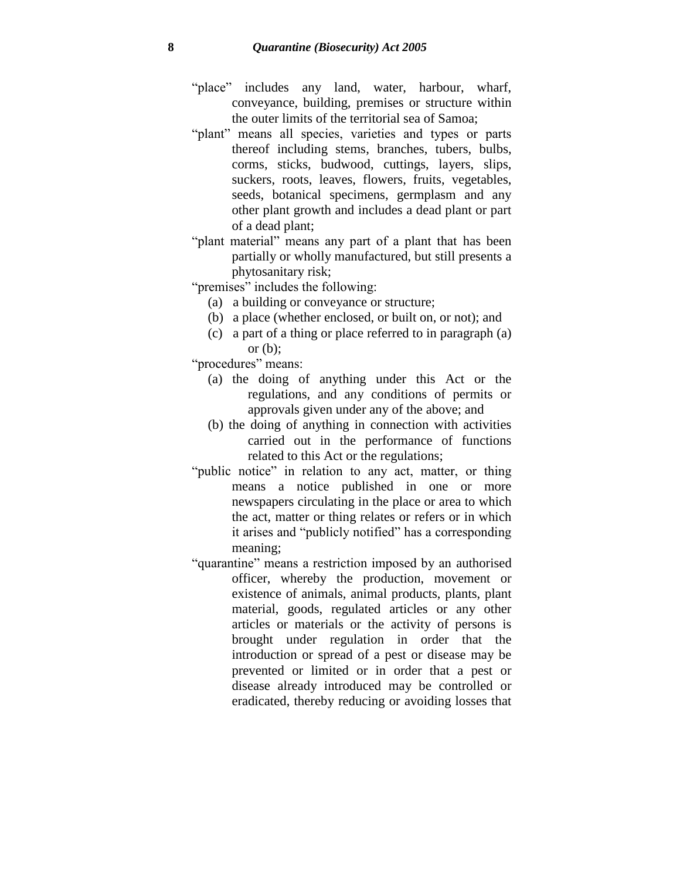"place" includes any land, water, harbour, wharf, conveyance, building, premises or structure within the outer limits of the territorial sea of Samoa;

"plant" means all species, varieties and types or parts thereof including stems, branches, tubers, bulbs, corms, sticks, budwood, cuttings, layers, slips, suckers, roots, leaves, flowers, fruits, vegetables, seeds, botanical specimens, germplasm and any other plant growth and includes a dead plant or part of a dead plant;

"plant material" means any part of a plant that has been partially or wholly manufactured, but still presents a phytosanitary risk;

"premises" includes the following:

- (a) a building or conveyance or structure;
- (b) a place (whether enclosed, or built on, or not); and
- (c) a part of a thing or place referred to in paragraph (a) or (b);

"procedures" means:

- (a) the doing of anything under this Act or the regulations, and any conditions of permits or approvals given under any of the above; and
- (b) the doing of anything in connection with activities carried out in the performance of functions related to this Act or the regulations;

"public notice" in relation to any act, matter, or thing means a notice published in one or more newspapers circulating in the place or area to which the act, matter or thing relates or refers or in which it arises and "publicly notified" has a corresponding meaning;

"quarantine" means a restriction imposed by an authorised officer, whereby the production, movement or existence of animals, animal products, plants, plant material, goods, regulated articles or any other articles or materials or the activity of persons is brought under regulation in order that the introduction or spread of a pest or disease may be prevented or limited or in order that a pest or disease already introduced may be controlled or eradicated, thereby reducing or avoiding losses that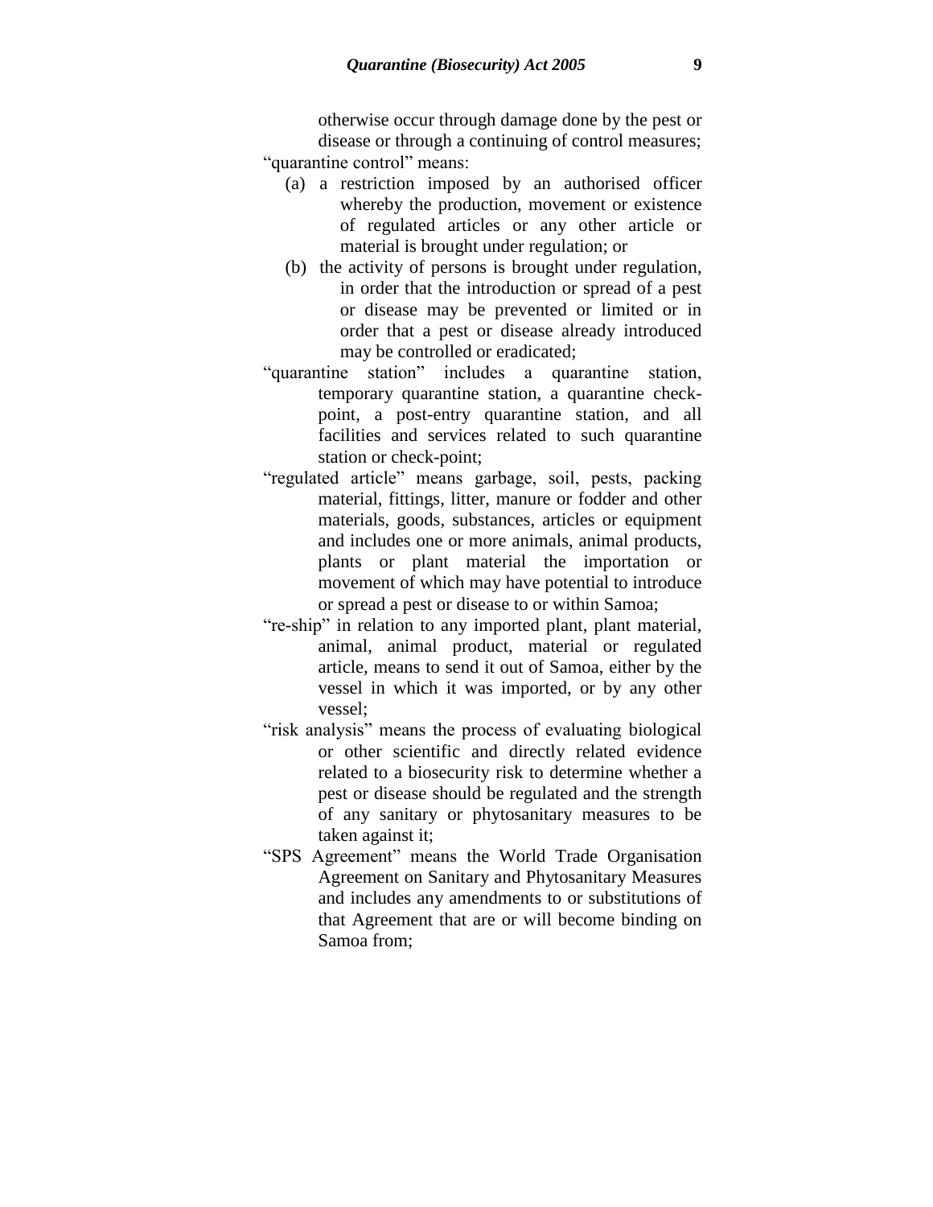otherwise occur through damage done by the pest or disease or through a continuing of control measures;

"quarantine control" means:

(a) a restriction imposed by an authorised officer whereby the production, movement or existence of regulated articles or any other article or material is brought under regulation; or

(b) the activity of persons is brought under regulation, in order that the introduction or spread of a pest or disease may be prevented or limited or in order that a pest or disease already introduced may be controlled or eradicated;

"quarantine station" includes a quarantine station, temporary quarantine station, a quarantine check-point, a post-entry quarantine station, and all facilities and services related to such quarantine station or check-point;

"regulated article" means garbage, soil, pests, packing material, fittings, litter, manure or fodder and other materials, goods, substances, articles or equipment and includes one or more animals, animal products, plants or plant material the importation or movement of which may have potential to introduce or spread a pest or disease to or within Samoa;

"re-ship" in relation to any imported plant, plant material, animal, animal product, material or regulated article, means to send it out of Samoa, either by the vessel in which it was imported, or by any other vessel;

"risk analysis" means the process of evaluating biological or other scientific and directly related evidence related to a biosecurity risk to determine whether a pest or disease should be regulated and the strength of any sanitary or phytosanitary measures to be taken against it;

"SPS Agreement" means the World Trade Organisation Agreement on Sanitary and Phytosanitary Measures and includes any amendments to or substitutions of that Agreement that are or will become binding on Samoa from;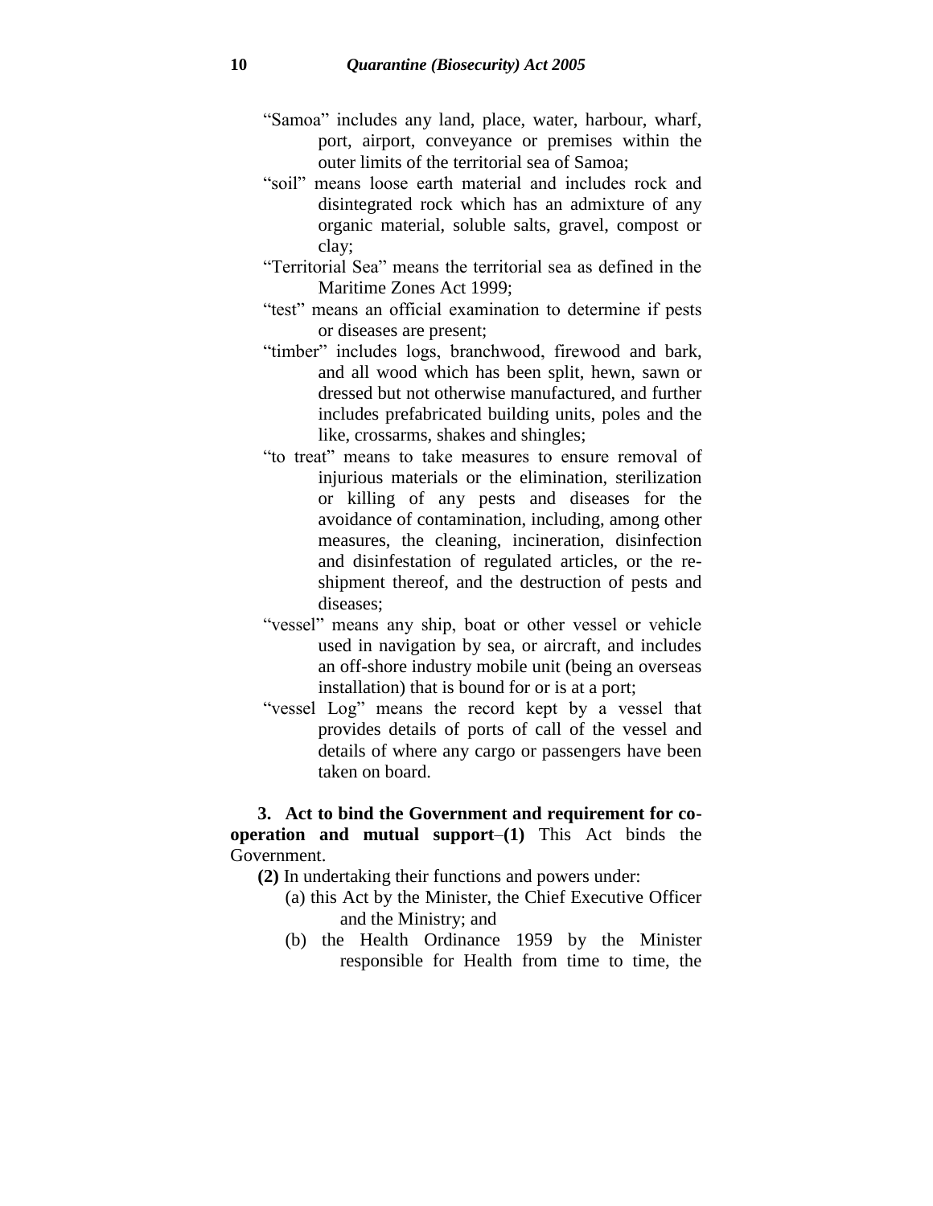"Samoa" includes any land, place, water, harbour, wharf, port, airport, conveyance or premises within the outer limits of the territorial sea of Samoa;

"soil" means loose earth material and includes rock and disintegrated rock which has an admixture of any organic material, soluble salts, gravel, compost or clay;

"Territorial Sea" means the territorial sea as defined in the Maritime Zones Act 1999;

"test" means an official examination to determine if pests or diseases are present;

"timber" includes logs, branchwood, firewood and bark, and all wood which has been split, hewn, sawn or dressed but not otherwise manufactured, and further includes prefabricated building units, poles and the like, crossarms, shakes and shingles;

"to treat" means to take measures to ensure removal of injurious materials or the elimination, sterilization or killing of any pests and diseases for the avoidance of contamination, including, among other measures, the cleaning, incineration, disinfection and disinfestation of regulated articles, or the re-shipment thereof, and the destruction of pests and diseases;

"vessel" means any ship, boat or other vessel or vehicle used in navigation by sea, or aircraft, and includes an off-shore industry mobile unit (being an overseas installation) that is bound for or is at a port;

"vessel Log" means the record kept by a vessel that provides details of ports of call of the vessel and details of where any cargo or passengers have been taken on board.

**3. Act to bind the Government and requirement for co-operation and mutual support**–**(1)** This Act binds the Government.

**(2)** In undertaking their functions and powers under:

(a) this Act by the Minister, the Chief Executive Officer and the Ministry; and

(b) the Health Ordinance 1959 by the Minister responsible for Health from time to time, the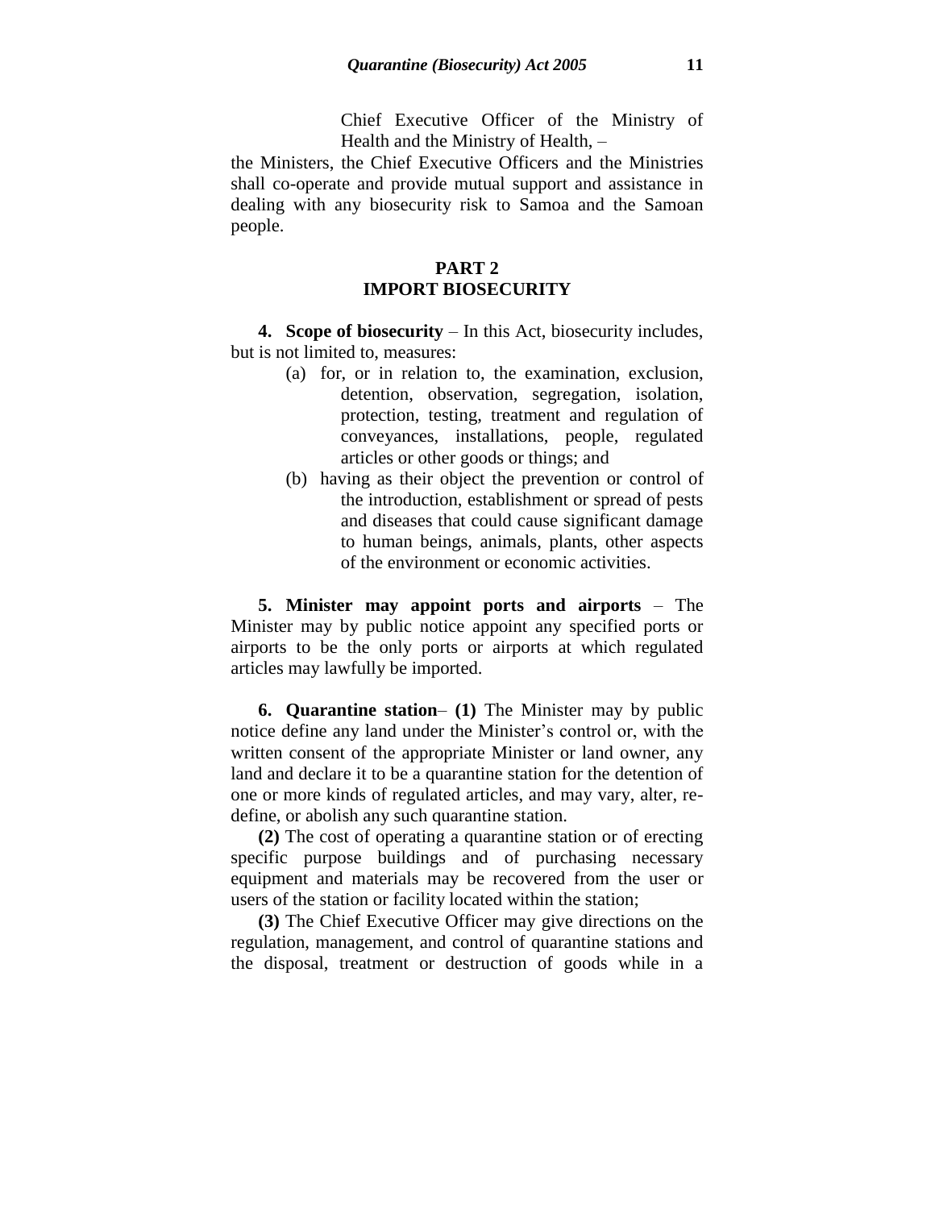Chief Executive Officer of the Ministry of Health and the Ministry of Health, –

the Ministers, the Chief Executive Officers and the Ministries shall co-operate and provide mutual support and assistance in dealing with any biosecurity risk to Samoa and the Samoan people.

## PART 2
## IMPORT BIOSECURITY

**4. Scope of biosecurity** – In this Act, biosecurity includes, but is not limited to, measures:

(a) for, or in relation to, the examination, exclusion, detention, observation, segregation, isolation, protection, testing, treatment and regulation of conveyances, installations, people, regulated articles or other goods or things; and

(b) having as their object the prevention or control of the introduction, establishment or spread of pests and diseases that could cause significant damage to human beings, animals, plants, other aspects of the environment or economic activities.

**5. Minister may appoint ports and airports** – The Minister may by public notice appoint any specified ports or airports to be the only ports or airports at which regulated articles may lawfully be imported.

**6. Quarantine station**– **(1)** The Minister may by public notice define any land under the Minister's control or, with the written consent of the appropriate Minister or land owner, any land and declare it to be a quarantine station for the detention of one or more kinds of regulated articles, and may vary, alter, re-define, or abolish any such quarantine station.

**(2)** The cost of operating a quarantine station or of erecting specific purpose buildings and of purchasing necessary equipment and materials may be recovered from the user or users of the station or facility located within the station;

**(3)** The Chief Executive Officer may give directions on the regulation, management, and control of quarantine stations and the disposal, treatment or destruction of goods while in a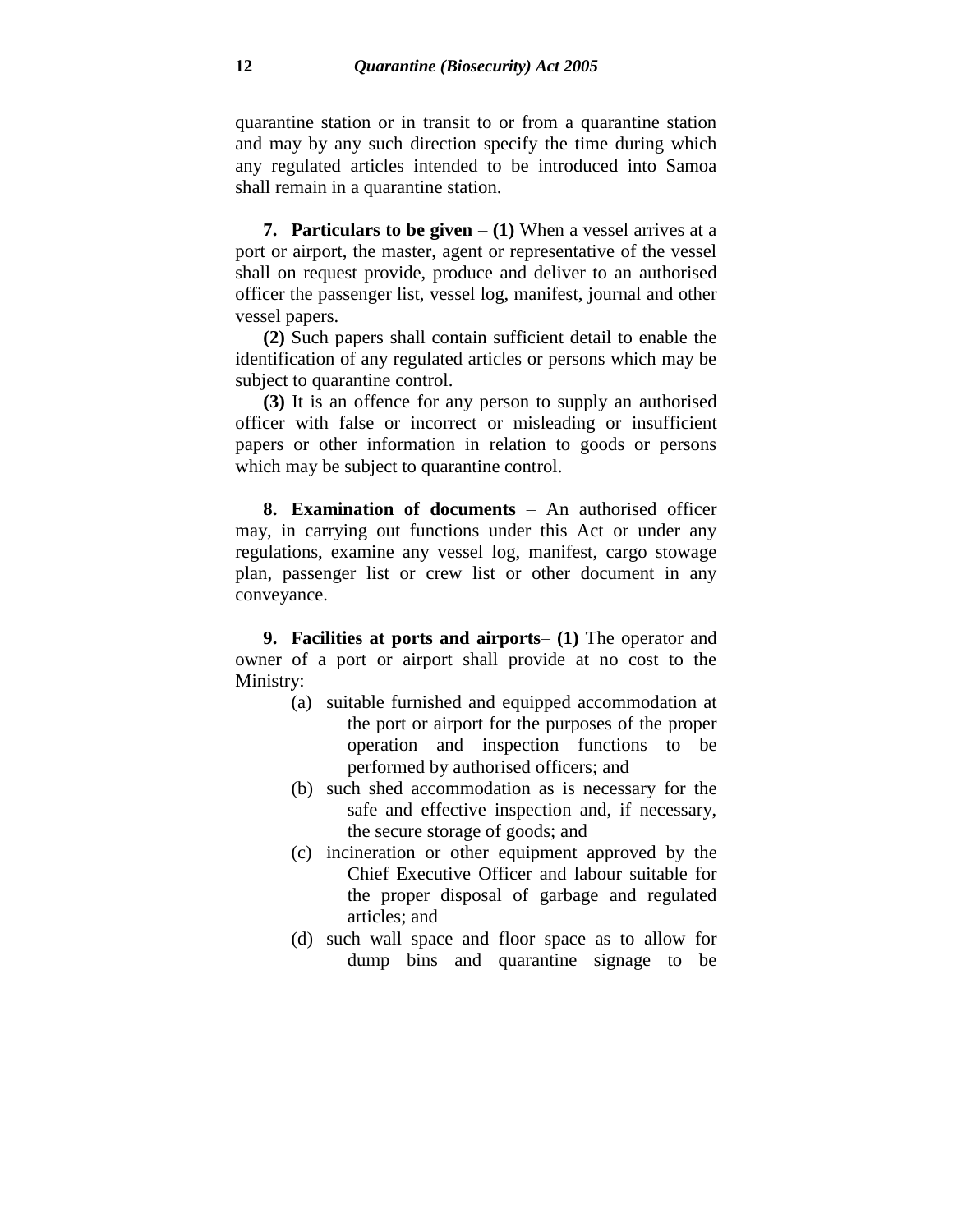quarantine station or in transit to or from a quarantine station and may by any such direction specify the time during which any regulated articles intended to be introduced into Samoa shall remain in a quarantine station.

**7. Particulars to be given** – **(1)** When a vessel arrives at a port or airport, the master, agent or representative of the vessel shall on request provide, produce and deliver to an authorised officer the passenger list, vessel log, manifest, journal and other vessel papers.

**(2)** Such papers shall contain sufficient detail to enable the identification of any regulated articles or persons which may be subject to quarantine control.

**(3)** It is an offence for any person to supply an authorised officer with false or incorrect or misleading or insufficient papers or other information in relation to goods or persons which may be subject to quarantine control.

**8. Examination of documents** – An authorised officer may, in carrying out functions under this Act or under any regulations, examine any vessel log, manifest, cargo stowage plan, passenger list or crew list or other document in any conveyance.

**9. Facilities at ports and airports**– **(1)** The operator and owner of a port or airport shall provide at no cost to the Ministry:

(a) suitable furnished and equipped accommodation at the port or airport for the purposes of the proper operation and inspection functions to be performed by authorised officers; and

(b) such shed accommodation as is necessary for the safe and effective inspection and, if necessary, the secure storage of goods; and

(c) incineration or other equipment approved by the Chief Executive Officer and labour suitable for the proper disposal of garbage and regulated articles; and

(d) such wall space and floor space as to allow for dump bins and quarantine signage to be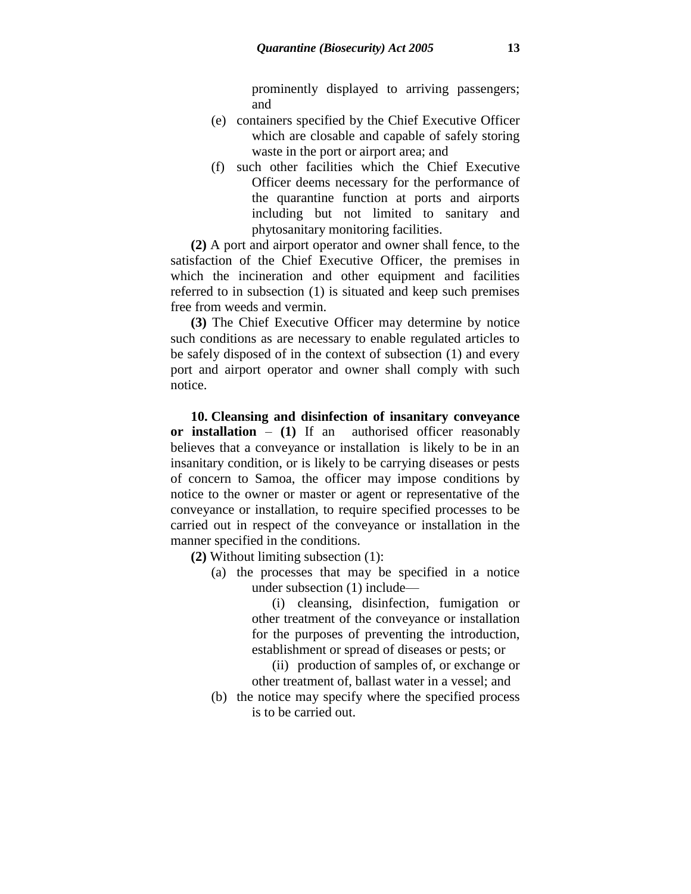prominently displayed to arriving passengers; and

(e) containers specified by the Chief Executive Officer which are closable and capable of safely storing waste in the port or airport area; and

(f) such other facilities which the Chief Executive Officer deems necessary for the performance of the quarantine function at ports and airports including but not limited to sanitary and phytosanitary monitoring facilities.

**(2)** A port and airport operator and owner shall fence, to the satisfaction of the Chief Executive Officer, the premises in which the incineration and other equipment and facilities referred to in subsection (1) is situated and keep such premises free from weeds and vermin.

**(3)** The Chief Executive Officer may determine by notice such conditions as are necessary to enable regulated articles to be safely disposed of in the context of subsection (1) and every port and airport operator and owner shall comply with such notice.

**10. Cleansing and disinfection of insanitary conveyance or installation** – **(1)** If an authorised officer reasonably believes that a conveyance or installation is likely to be in an insanitary condition, or is likely to be carrying diseases or pests of concern to Samoa, the officer may impose conditions by notice to the owner or master or agent or representative of the conveyance or installation, to require specified processes to be carried out in respect of the conveyance or installation in the manner specified in the conditions.

**(2)** Without limiting subsection (1):

(a) the processes that may be specified in a notice under subsection (1) include—

(i) cleansing, disinfection, fumigation or other treatment of the conveyance or installation for the purposes of preventing the introduction, establishment or spread of diseases or pests; or

(ii) production of samples of, or exchange or other treatment of, ballast water in a vessel; and

(b) the notice may specify where the specified process is to be carried out.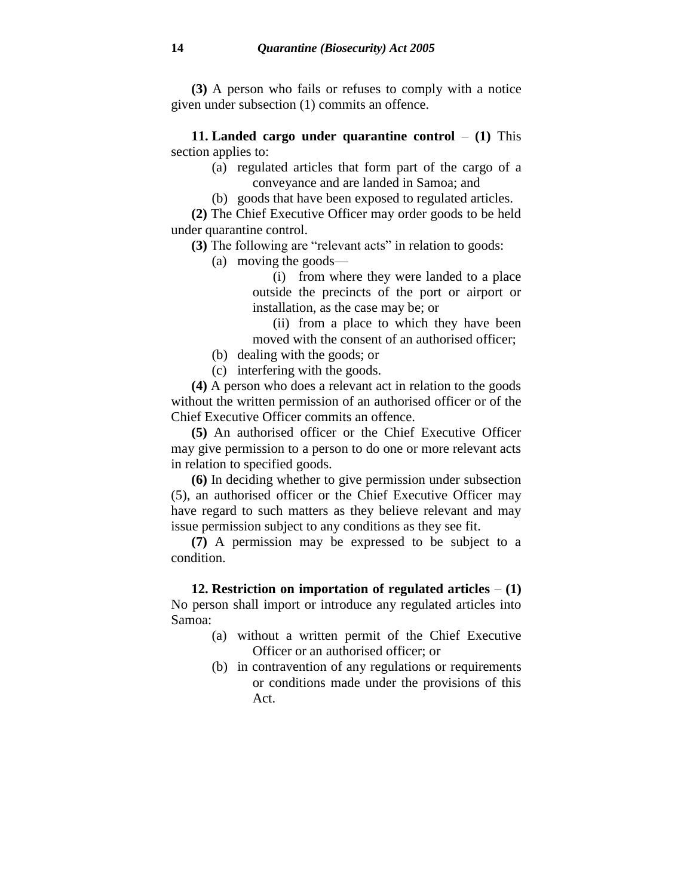**(3)** A person who fails or refuses to comply with a notice given under subsection (1) commits an offence.

**11. Landed cargo under quarantine control** – **(1)** This section applies to:

(a) regulated articles that form part of the cargo of a conveyance and are landed in Samoa; and

(b) goods that have been exposed to regulated articles.

**(2)** The Chief Executive Officer may order goods to be held under quarantine control.

**(3)** The following are "relevant acts" in relation to goods:

(a) moving the goods—

(i) from where they were landed to a place outside the precincts of the port or airport or installation, as the case may be; or

(ii) from a place to which they have been moved with the consent of an authorised officer;

(b) dealing with the goods; or

(c) interfering with the goods.

**(4)** A person who does a relevant act in relation to the goods without the written permission of an authorised officer or of the Chief Executive Officer commits an offence.

**(5)** An authorised officer or the Chief Executive Officer may give permission to a person to do one or more relevant acts in relation to specified goods.

**(6)** In deciding whether to give permission under subsection (5), an authorised officer or the Chief Executive Officer may have regard to such matters as they believe relevant and may issue permission subject to any conditions as they see fit.

**(7)** A permission may be expressed to be subject to a condition.

**12. Restriction on importation of regulated articles** – **(1)** No person shall import or introduce any regulated articles into Samoa:

(a) without a written permit of the Chief Executive Officer or an authorised officer; or

(b) in contravention of any regulations or requirements or conditions made under the provisions of this Act.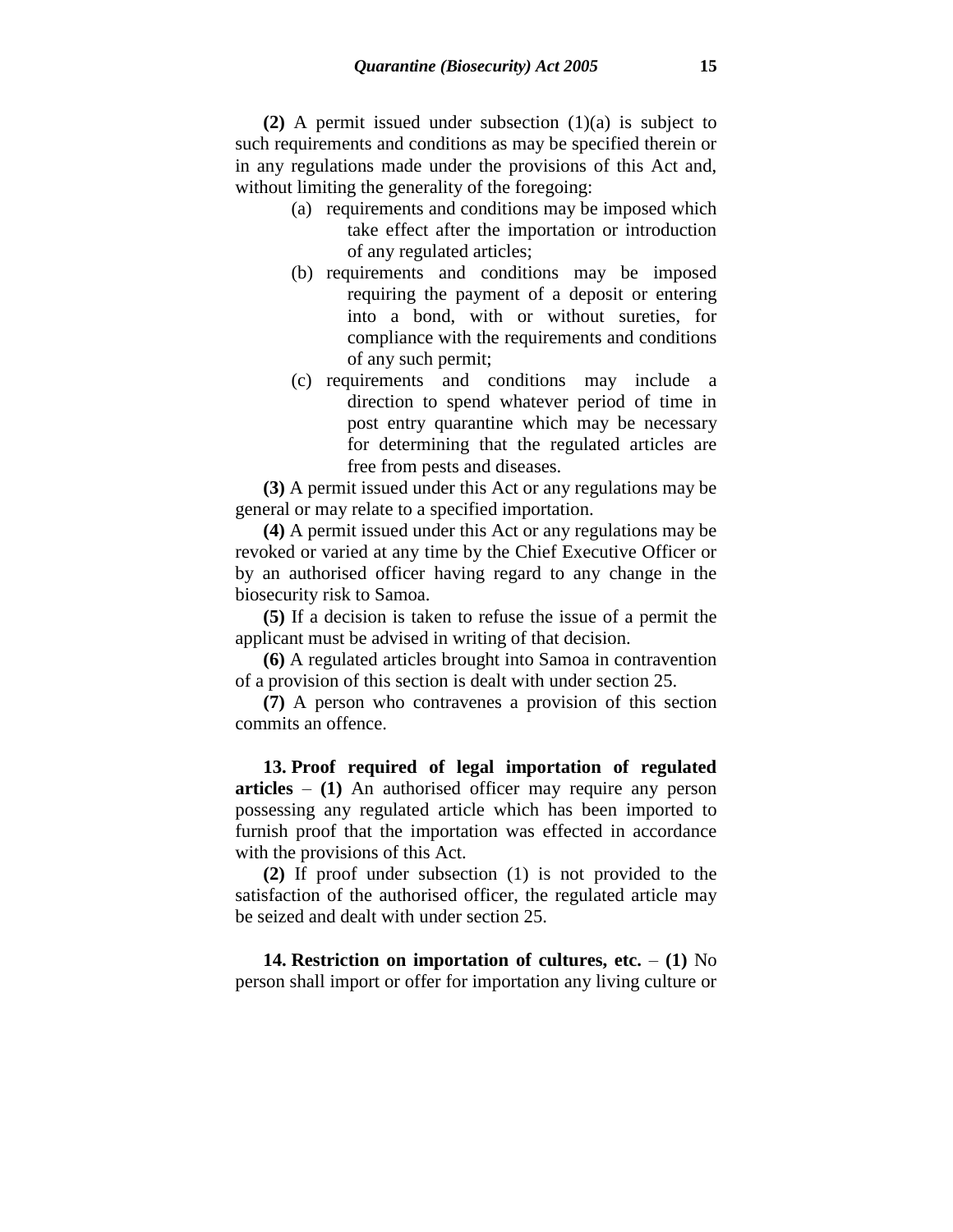**(2)** A permit issued under subsection (1)(a) is subject to such requirements and conditions as may be specified therein or in any regulations made under the provisions of this Act and, without limiting the generality of the foregoing:

(a) requirements and conditions may be imposed which take effect after the importation or introduction of any regulated articles;

(b) requirements and conditions may be imposed requiring the payment of a deposit or entering into a bond, with or without sureties, for compliance with the requirements and conditions of any such permit;

(c) requirements and conditions may include a direction to spend whatever period of time in post entry quarantine which may be necessary for determining that the regulated articles are free from pests and diseases.

**(3)** A permit issued under this Act or any regulations may be general or may relate to a specified importation.

**(4)** A permit issued under this Act or any regulations may be revoked or varied at any time by the Chief Executive Officer or by an authorised officer having regard to any change in the biosecurity risk to Samoa.

**(5)** If a decision is taken to refuse the issue of a permit the applicant must be advised in writing of that decision.

**(6)** A regulated articles brought into Samoa in contravention of a provision of this section is dealt with under section 25.

**(7)** A person who contravenes a provision of this section commits an offence.

**13. Proof required of legal importation of regulated articles** – **(1)** An authorised officer may require any person possessing any regulated article which has been imported to furnish proof that the importation was effected in accordance with the provisions of this Act.

**(2)** If proof under subsection (1) is not provided to the satisfaction of the authorised officer, the regulated article may be seized and dealt with under section 25.

**14. Restriction on importation of cultures, etc.** – **(1)** No person shall import or offer for importation any living culture or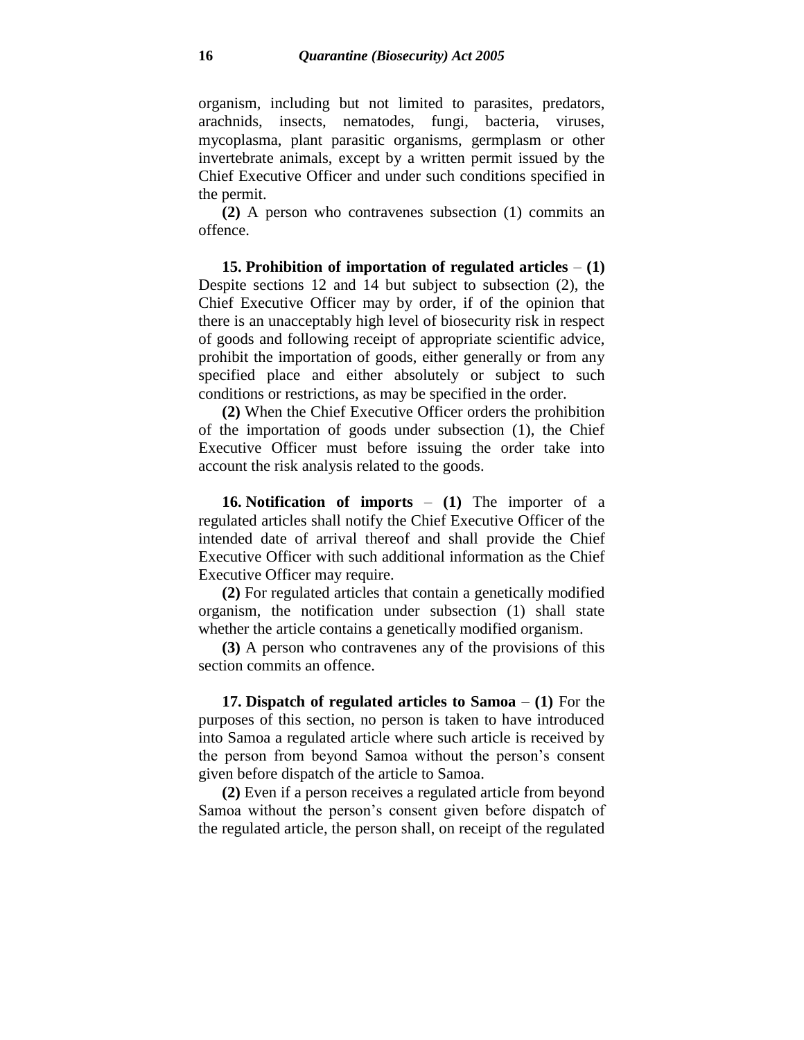organism, including but not limited to parasites, predators, arachnids, insects, nematodes, fungi, bacteria, viruses, mycoplasma, plant parasitic organisms, germplasm or other invertebrate animals, except by a written permit issued by the Chief Executive Officer and under such conditions specified in the permit.

**(2)** A person who contravenes subsection (1) commits an offence.

**15. Prohibition of importation of regulated articles** – **(1)** Despite sections 12 and 14 but subject to subsection (2), the Chief Executive Officer may by order, if of the opinion that there is an unacceptably high level of biosecurity risk in respect of goods and following receipt of appropriate scientific advice, prohibit the importation of goods, either generally or from any specified place and either absolutely or subject to such conditions or restrictions, as may be specified in the order.

**(2)** When the Chief Executive Officer orders the prohibition of the importation of goods under subsection (1), the Chief Executive Officer must before issuing the order take into account the risk analysis related to the goods.

**16. Notification of imports** – **(1)** The importer of a regulated articles shall notify the Chief Executive Officer of the intended date of arrival thereof and shall provide the Chief Executive Officer with such additional information as the Chief Executive Officer may require.

**(2)** For regulated articles that contain a genetically modified organism, the notification under subsection (1) shall state whether the article contains a genetically modified organism.

**(3)** A person who contravenes any of the provisions of this section commits an offence.

**17. Dispatch of regulated articles to Samoa** – **(1)** For the purposes of this section, no person is taken to have introduced into Samoa a regulated article where such article is received by the person from beyond Samoa without the person's consent given before dispatch of the article to Samoa.

**(2)** Even if a person receives a regulated article from beyond Samoa without the person's consent given before dispatch of the regulated article, the person shall, on receipt of the regulated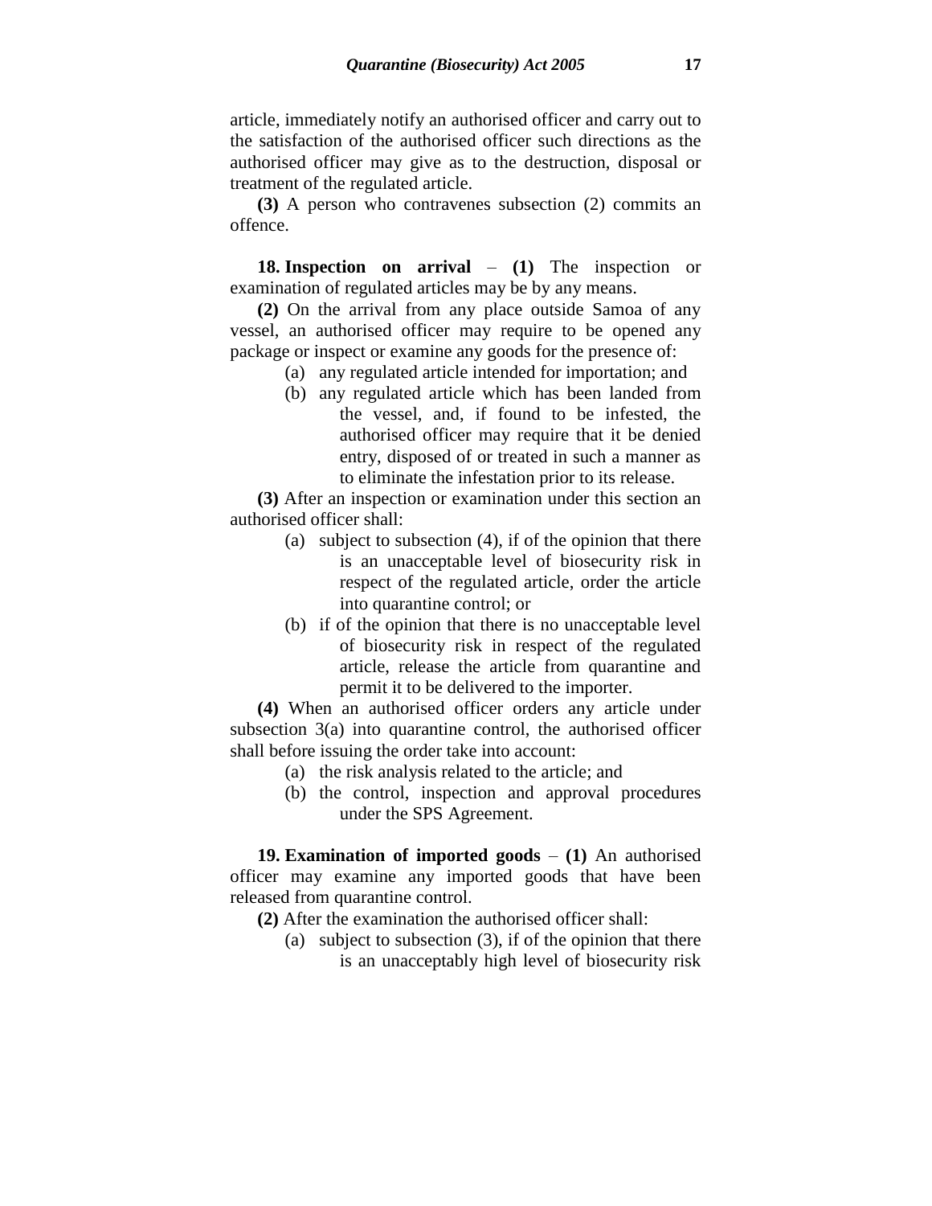article, immediately notify an authorised officer and carry out to the satisfaction of the authorised officer such directions as the authorised officer may give as to the destruction, disposal or treatment of the regulated article.

**(3)** A person who contravenes subsection (2) commits an offence.

**18. Inspection on arrival** – **(1)** The inspection or examination of regulated articles may be by any means.

**(2)** On the arrival from any place outside Samoa of any vessel, an authorised officer may require to be opened any package or inspect or examine any goods for the presence of:

- (a) any regulated article intended for importation; and
- (b) any regulated article which has been landed from the vessel, and, if found to be infested, the authorised officer may require that it be denied entry, disposed of or treated in such a manner as to eliminate the infestation prior to its release.

**(3)** After an inspection or examination under this section an authorised officer shall:

- (a) subject to subsection (4), if of the opinion that there is an unacceptable level of biosecurity risk in respect of the regulated article, order the article into quarantine control; or
- (b) if of the opinion that there is no unacceptable level of biosecurity risk in respect of the regulated article, release the article from quarantine and permit it to be delivered to the importer.

**(4)** When an authorised officer orders any article under subsection 3(a) into quarantine control, the authorised officer shall before issuing the order take into account:

- (a) the risk analysis related to the article; and
- (b) the control, inspection and approval procedures under the SPS Agreement.

**19. Examination of imported goods** – **(1)** An authorised officer may examine any imported goods that have been released from quarantine control.

**(2)** After the examination the authorised officer shall:

- (a) subject to subsection (3), if of the opinion that there is an unacceptably high level of biosecurity risk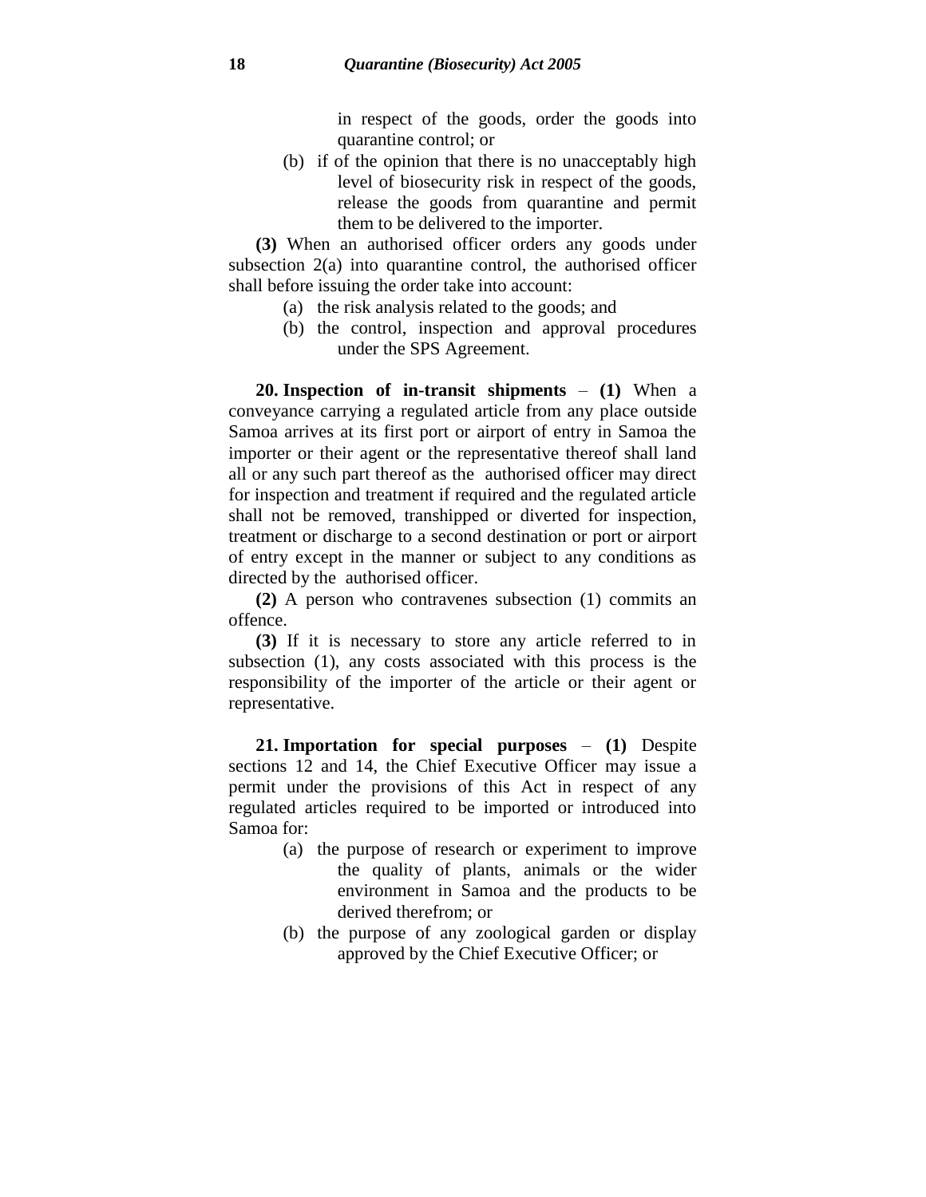in respect of the goods, order the goods into quarantine control; or

(b) if of the opinion that there is no unacceptably high level of biosecurity risk in respect of the goods, release the goods from quarantine and permit them to be delivered to the importer.

**(3)** When an authorised officer orders any goods under subsection 2(a) into quarantine control, the authorised officer shall before issuing the order take into account:

(a) the risk analysis related to the goods; and

(b) the control, inspection and approval procedures under the SPS Agreement.

**20. Inspection of in-transit shipments** – **(1)** When a conveyance carrying a regulated article from any place outside Samoa arrives at its first port or airport of entry in Samoa the importer or their agent or the representative thereof shall land all or any such part thereof as the authorised officer may direct for inspection and treatment if required and the regulated article shall not be removed, transhipped or diverted for inspection, treatment or discharge to a second destination or port or airport of entry except in the manner or subject to any conditions as directed by the authorised officer.

**(2)** A person who contravenes subsection (1) commits an offence.

**(3)** If it is necessary to store any article referred to in subsection (1), any costs associated with this process is the responsibility of the importer of the article or their agent or representative.

**21. Importation for special purposes** – **(1)** Despite sections 12 and 14, the Chief Executive Officer may issue a permit under the provisions of this Act in respect of any regulated articles required to be imported or introduced into Samoa for:

(a) the purpose of research or experiment to improve the quality of plants, animals or the wider environment in Samoa and the products to be derived therefrom; or

(b) the purpose of any zoological garden or display approved by the Chief Executive Officer; or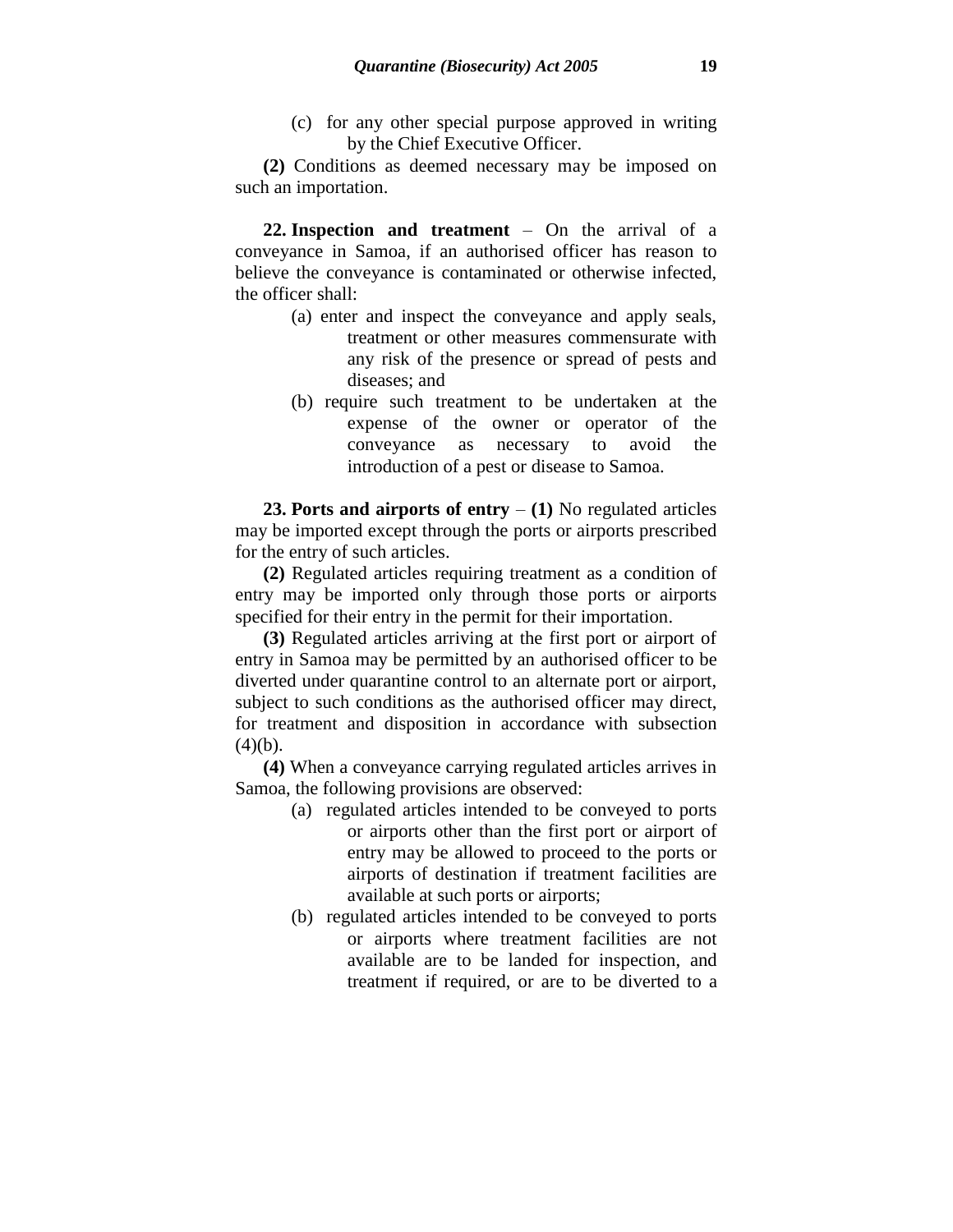(c) for any other special purpose approved in writing by the Chief Executive Officer.

**(2)** Conditions as deemed necessary may be imposed on such an importation.

**22. Inspection and treatment** – On the arrival of a conveyance in Samoa, if an authorised officer has reason to believe the conveyance is contaminated or otherwise infected, the officer shall:

(a) enter and inspect the conveyance and apply seals, treatment or other measures commensurate with any risk of the presence or spread of pests and diseases; and

(b) require such treatment to be undertaken at the expense of the owner or operator of the conveyance as necessary to avoid the introduction of a pest or disease to Samoa.

**23. Ports and airports of entry** – **(1)** No regulated articles may be imported except through the ports or airports prescribed for the entry of such articles.

**(2)** Regulated articles requiring treatment as a condition of entry may be imported only through those ports or airports specified for their entry in the permit for their importation.

**(3)** Regulated articles arriving at the first port or airport of entry in Samoa may be permitted by an authorised officer to be diverted under quarantine control to an alternate port or airport, subject to such conditions as the authorised officer may direct, for treatment and disposition in accordance with subsection (4)(b).

**(4)** When a conveyance carrying regulated articles arrives in Samoa, the following provisions are observed:

(a) regulated articles intended to be conveyed to ports or airports other than the first port or airport of entry may be allowed to proceed to the ports or airports of destination if treatment facilities are available at such ports or airports;

(b) regulated articles intended to be conveyed to ports or airports where treatment facilities are not available are to be landed for inspection, and treatment if required, or are to be diverted to a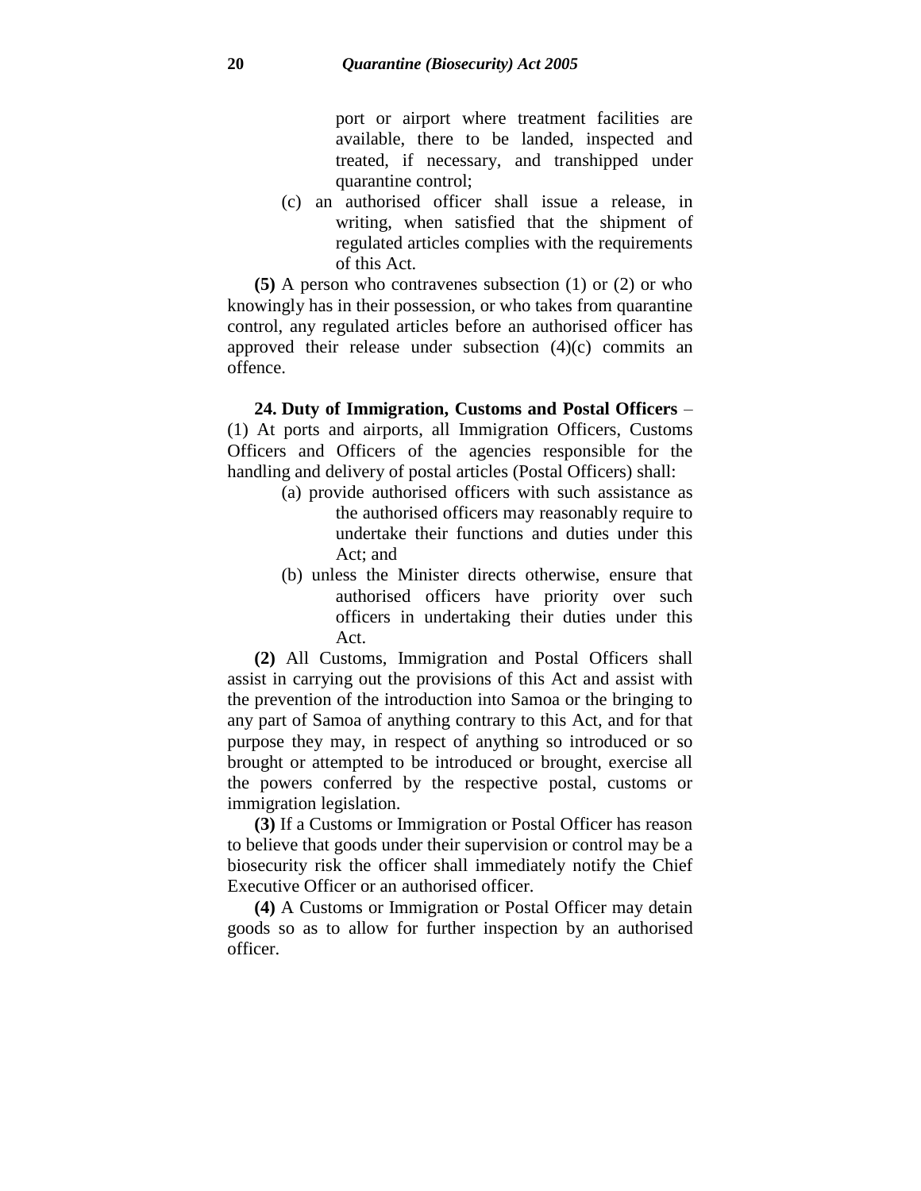port or airport where treatment facilities are available, there to be landed, inspected and treated, if necessary, and transhipped under quarantine control;

(c) an authorised officer shall issue a release, in writing, when satisfied that the shipment of regulated articles complies with the requirements of this Act.

**(5)** A person who contravenes subsection (1) or (2) or who knowingly has in their possession, or who takes from quarantine control, any regulated articles before an authorised officer has approved their release under subsection (4)(c) commits an offence.

**24. Duty of Immigration, Customs and Postal Officers** – (1) At ports and airports, all Immigration Officers, Customs Officers and Officers of the agencies responsible for the handling and delivery of postal articles (Postal Officers) shall:

(a) provide authorised officers with such assistance as the authorised officers may reasonably require to undertake their functions and duties under this Act; and

(b) unless the Minister directs otherwise, ensure that authorised officers have priority over such officers in undertaking their duties under this Act.

**(2)** All Customs, Immigration and Postal Officers shall assist in carrying out the provisions of this Act and assist with the prevention of the introduction into Samoa or the bringing to any part of Samoa of anything contrary to this Act, and for that purpose they may, in respect of anything so introduced or so brought or attempted to be introduced or brought, exercise all the powers conferred by the respective postal, customs or immigration legislation.

**(3)** If a Customs or Immigration or Postal Officer has reason to believe that goods under their supervision or control may be a biosecurity risk the officer shall immediately notify the Chief Executive Officer or an authorised officer.

**(4)** A Customs or Immigration or Postal Officer may detain goods so as to allow for further inspection by an authorised officer.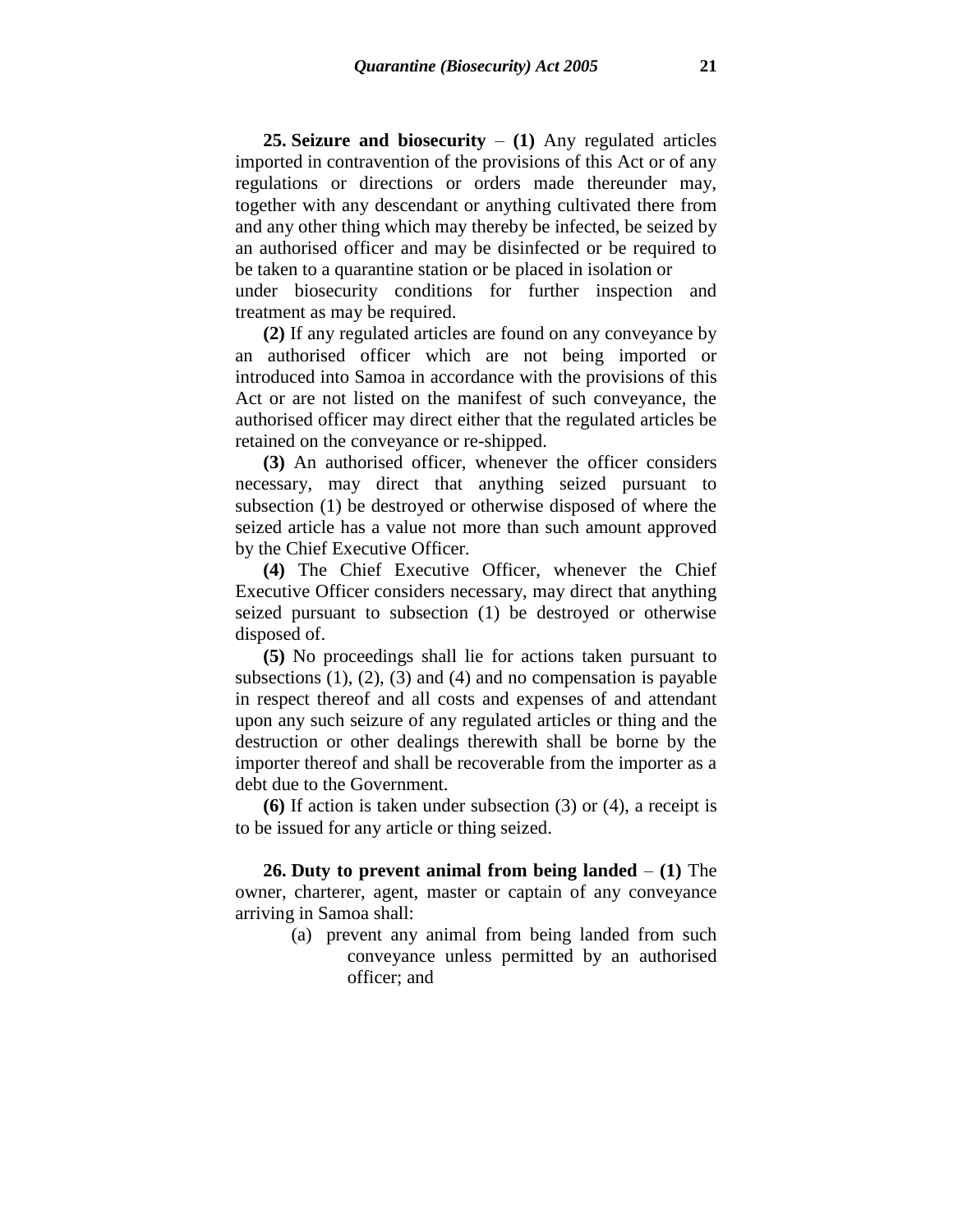**25. Seizure and biosecurity** – **(1)** Any regulated articles imported in contravention of the provisions of this Act or of any regulations or directions or orders made thereunder may, together with any descendant or anything cultivated there from and any other thing which may thereby be infected, be seized by an authorised officer and may be disinfected or be required to be taken to a quarantine station or be placed in isolation or under biosecurity conditions for further inspection and treatment as may be required.

**(2)** If any regulated articles are found on any conveyance by an authorised officer which are not being imported or introduced into Samoa in accordance with the provisions of this Act or are not listed on the manifest of such conveyance, the authorised officer may direct either that the regulated articles be retained on the conveyance or re-shipped.

**(3)** An authorised officer, whenever the officer considers necessary, may direct that anything seized pursuant to subsection (1) be destroyed or otherwise disposed of where the seized article has a value not more than such amount approved by the Chief Executive Officer.

**(4)** The Chief Executive Officer, whenever the Chief Executive Officer considers necessary, may direct that anything seized pursuant to subsection (1) be destroyed or otherwise disposed of.

**(5)** No proceedings shall lie for actions taken pursuant to subsections (1), (2), (3) and (4) and no compensation is payable in respect thereof and all costs and expenses of and attendant upon any such seizure of any regulated articles or thing and the destruction or other dealings therewith shall be borne by the importer thereof and shall be recoverable from the importer as a debt due to the Government.

**(6)** If action is taken under subsection (3) or (4), a receipt is to be issued for any article or thing seized.

**26. Duty to prevent animal from being landed** – **(1)** The owner, charterer, agent, master or captain of any conveyance arriving in Samoa shall:

(a) prevent any animal from being landed from such conveyance unless permitted by an authorised officer; and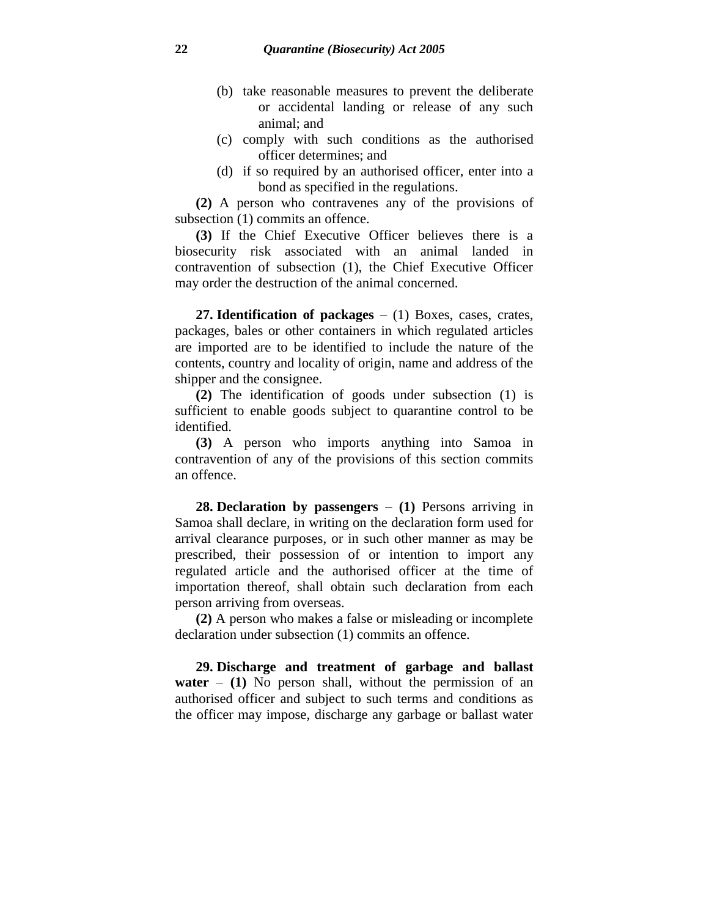(b) take reasonable measures to prevent the deliberate or accidental landing or release of any such animal; and

(c) comply with such conditions as the authorised officer determines; and

(d) if so required by an authorised officer, enter into a bond as specified in the regulations.

**(2)** A person who contravenes any of the provisions of subsection (1) commits an offence.

**(3)** If the Chief Executive Officer believes there is a biosecurity risk associated with an animal landed in contravention of subsection (1), the Chief Executive Officer may order the destruction of the animal concerned.

**27. Identification of packages** – (1) Boxes, cases, crates, packages, bales or other containers in which regulated articles are imported are to be identified to include the nature of the contents, country and locality of origin, name and address of the shipper and the consignee.

**(2)** The identification of goods under subsection (1) is sufficient to enable goods subject to quarantine control to be identified.

**(3)** A person who imports anything into Samoa in contravention of any of the provisions of this section commits an offence.

**28. Declaration by passengers** – **(1)** Persons arriving in Samoa shall declare, in writing on the declaration form used for arrival clearance purposes, or in such other manner as may be prescribed, their possession of or intention to import any regulated article and the authorised officer at the time of importation thereof, shall obtain such declaration from each person arriving from overseas.

**(2)** A person who makes a false or misleading or incomplete declaration under subsection (1) commits an offence.

**29. Discharge and treatment of garbage and ballast water** – **(1)** No person shall, without the permission of an authorised officer and subject to such terms and conditions as the officer may impose, discharge any garbage or ballast water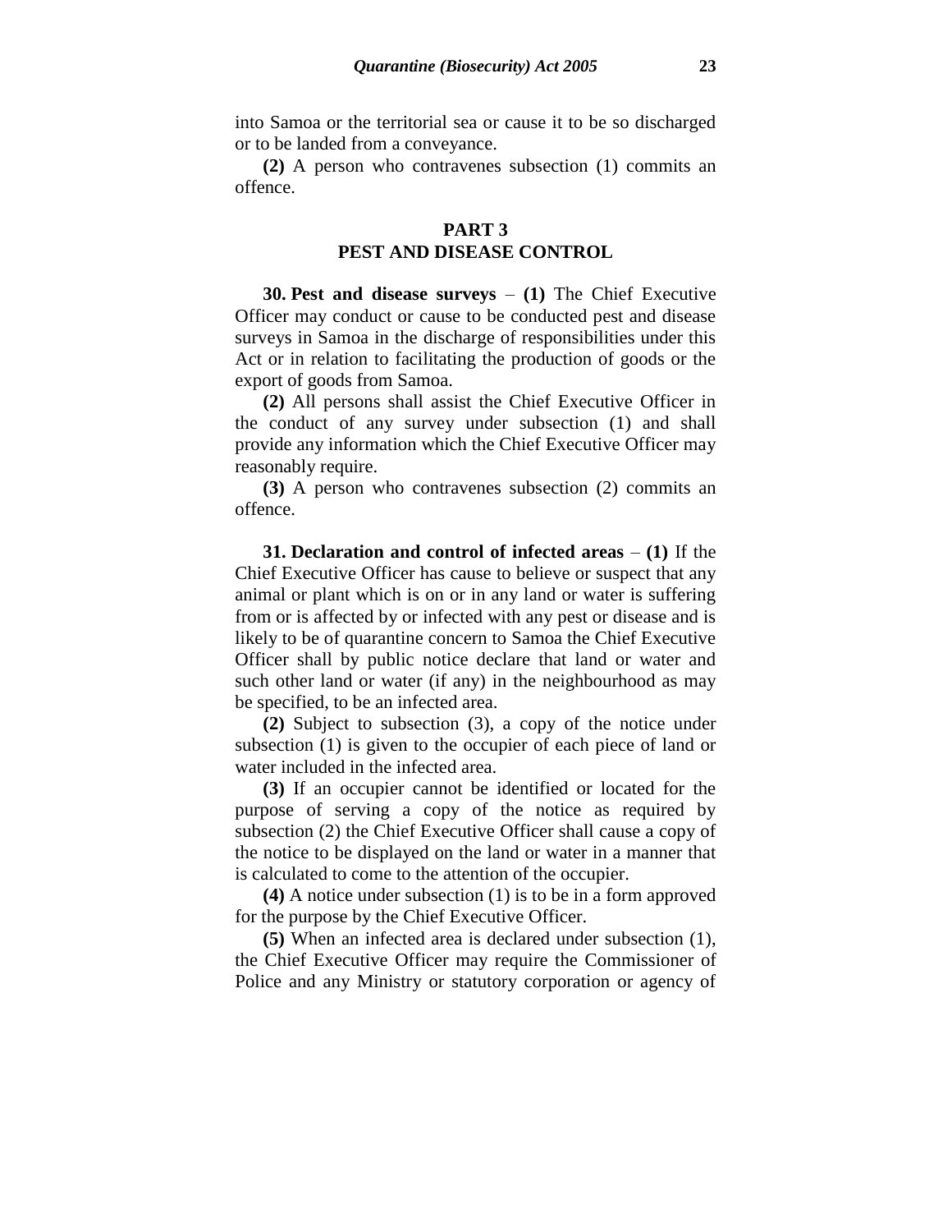into Samoa or the territorial sea or cause it to be so discharged or to be landed from a conveyance.

**(2)** A person who contravenes subsection (1) commits an offence.

## PART 3
## PEST AND DISEASE CONTROL

**30. Pest and disease surveys** – **(1)** The Chief Executive Officer may conduct or cause to be conducted pest and disease surveys in Samoa in the discharge of responsibilities under this Act or in relation to facilitating the production of goods or the export of goods from Samoa.

**(2)** All persons shall assist the Chief Executive Officer in the conduct of any survey under subsection (1) and shall provide any information which the Chief Executive Officer may reasonably require.

**(3)** A person who contravenes subsection (2) commits an offence.

**31. Declaration and control of infected areas** – **(1)** If the Chief Executive Officer has cause to believe or suspect that any animal or plant which is on or in any land or water is suffering from or is affected by or infected with any pest or disease and is likely to be of quarantine concern to Samoa the Chief Executive Officer shall by public notice declare that land or water and such other land or water (if any) in the neighbourhood as may be specified, to be an infected area.

**(2)** Subject to subsection (3), a copy of the notice under subsection (1) is given to the occupier of each piece of land or water included in the infected area.

**(3)** If an occupier cannot be identified or located for the purpose of serving a copy of the notice as required by subsection (2) the Chief Executive Officer shall cause a copy of the notice to be displayed on the land or water in a manner that is calculated to come to the attention of the occupier.

**(4)** A notice under subsection (1) is to be in a form approved for the purpose by the Chief Executive Officer.

**(5)** When an infected area is declared under subsection (1), the Chief Executive Officer may require the Commissioner of Police and any Ministry or statutory corporation or agency of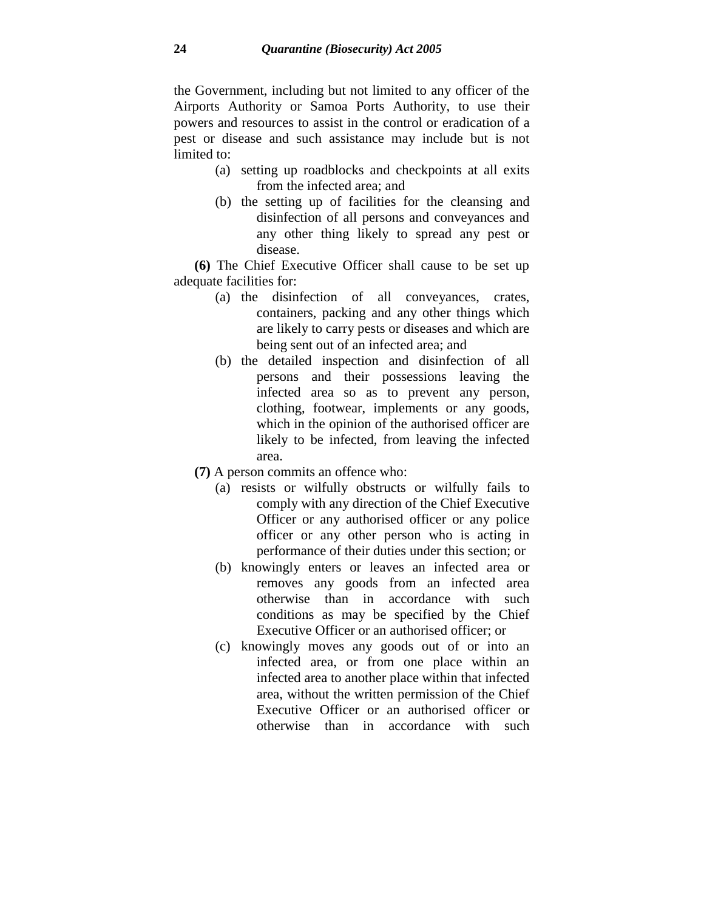the Government, including but not limited to any officer of the Airports Authority or Samoa Ports Authority, to use their powers and resources to assist in the control or eradication of a pest or disease and such assistance may include but is not limited to:

(a) setting up roadblocks and checkpoints at all exits from the infected area; and

(b) the setting up of facilities for the cleansing and disinfection of all persons and conveyances and any other thing likely to spread any pest or disease.

**(6)** The Chief Executive Officer shall cause to be set up adequate facilities for:

(a) the disinfection of all conveyances, crates, containers, packing and any other things which are likely to carry pests or diseases and which are being sent out of an infected area; and

(b) the detailed inspection and disinfection of all persons and their possessions leaving the infected area so as to prevent any person, clothing, footwear, implements or any goods, which in the opinion of the authorised officer are likely to be infected, from leaving the infected area.

**(7)** A person commits an offence who:

(a) resists or wilfully obstructs or wilfully fails to comply with any direction of the Chief Executive Officer or any authorised officer or any police officer or any other person who is acting in performance of their duties under this section; or

(b) knowingly enters or leaves an infected area or removes any goods from an infected area otherwise than in accordance with such conditions as may be specified by the Chief Executive Officer or an authorised officer; or

(c) knowingly moves any goods out of or into an infected area, or from one place within an infected area to another place within that infected area, without the written permission of the Chief Executive Officer or an authorised officer or otherwise than in accordance with such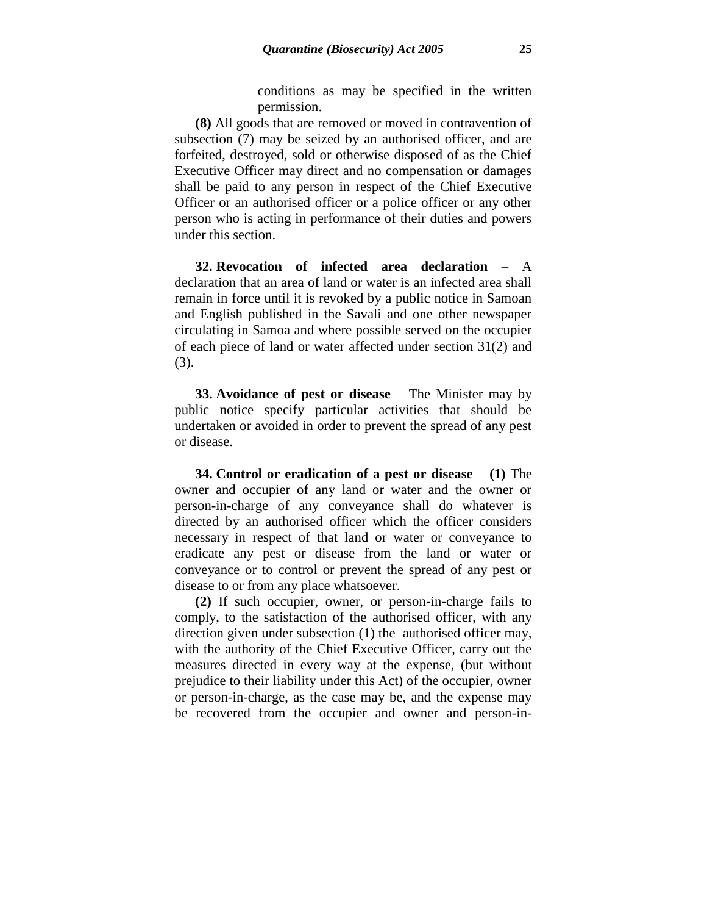conditions as may be specified in the written permission.

**(8)** All goods that are removed or moved in contravention of subsection (7) may be seized by an authorised officer, and are forfeited, destroyed, sold or otherwise disposed of as the Chief Executive Officer may direct and no compensation or damages shall be paid to any person in respect of the Chief Executive Officer or an authorised officer or a police officer or any other person who is acting in performance of their duties and powers under this section.

**32. Revocation of infected area declaration** – A declaration that an area of land or water is an infected area shall remain in force until it is revoked by a public notice in Samoan and English published in the Savali and one other newspaper circulating in Samoa and where possible served on the occupier of each piece of land or water affected under section 31(2) and (3).

**33. Avoidance of pest or disease** – The Minister may by public notice specify particular activities that should be undertaken or avoided in order to prevent the spread of any pest or disease.

**34. Control or eradication of a pest or disease** – **(1)** The owner and occupier of any land or water and the owner or person-in-charge of any conveyance shall do whatever is directed by an authorised officer which the officer considers necessary in respect of that land or water or conveyance to eradicate any pest or disease from the land or water or conveyance or to control or prevent the spread of any pest or disease to or from any place whatsoever.

**(2)** If such occupier, owner, or person-in-charge fails to comply, to the satisfaction of the authorised officer, with any direction given under subsection (1) the authorised officer may, with the authority of the Chief Executive Officer, carry out the measures directed in every way at the expense, (but without prejudice to their liability under this Act) of the occupier, owner or person-in-charge, as the case may be, and the expense may be recovered from the occupier and owner and person-in-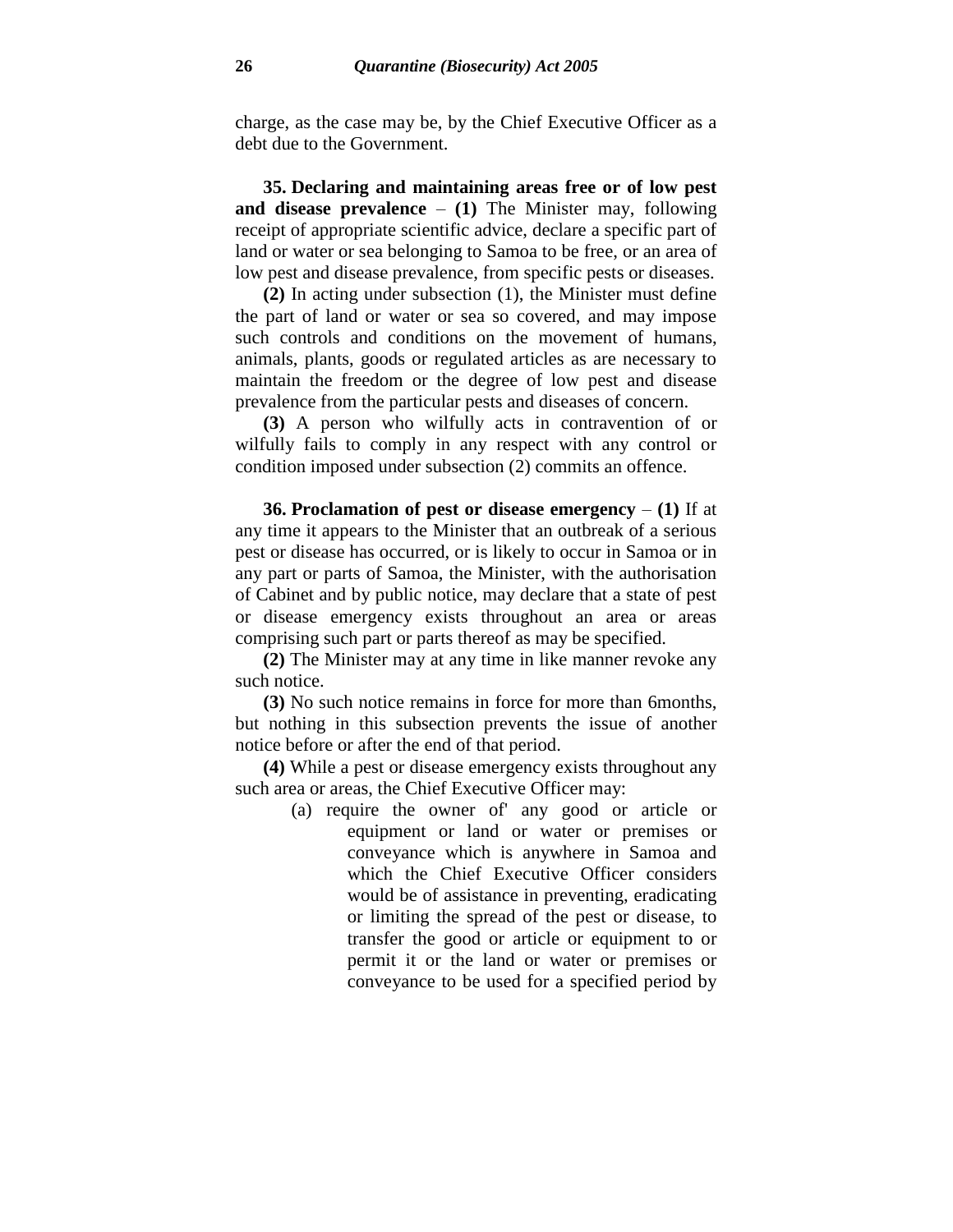charge, as the case may be, by the Chief Executive Officer as a debt due to the Government.

**35. Declaring and maintaining areas free or of low pest and disease prevalence** – **(1)** The Minister may, following receipt of appropriate scientific advice, declare a specific part of land or water or sea belonging to Samoa to be free, or an area of low pest and disease prevalence, from specific pests or diseases.

**(2)** In acting under subsection (1), the Minister must define the part of land or water or sea so covered, and may impose such controls and conditions on the movement of humans, animals, plants, goods or regulated articles as are necessary to maintain the freedom or the degree of low pest and disease prevalence from the particular pests and diseases of concern.

**(3)** A person who wilfully acts in contravention of or wilfully fails to comply in any respect with any control or condition imposed under subsection (2) commits an offence.

**36. Proclamation of pest or disease emergency** – **(1)** If at any time it appears to the Minister that an outbreak of a serious pest or disease has occurred, or is likely to occur in Samoa or in any part or parts of Samoa, the Minister, with the authorisation of Cabinet and by public notice, may declare that a state of pest or disease emergency exists throughout an area or areas comprising such part or parts thereof as may be specified.

**(2)** The Minister may at any time in like manner revoke any such notice.

**(3)** No such notice remains in force for more than 6months, but nothing in this subsection prevents the issue of another notice before or after the end of that period.

**(4)** While a pest or disease emergency exists throughout any such area or areas, the Chief Executive Officer may:

(a) require the owner of' any good or article or equipment or land or water or premises or conveyance which is anywhere in Samoa and which the Chief Executive Officer considers would be of assistance in preventing, eradicating or limiting the spread of the pest or disease, to transfer the good or article or equipment to or permit it or the land or water or premises or conveyance to be used for a specified period by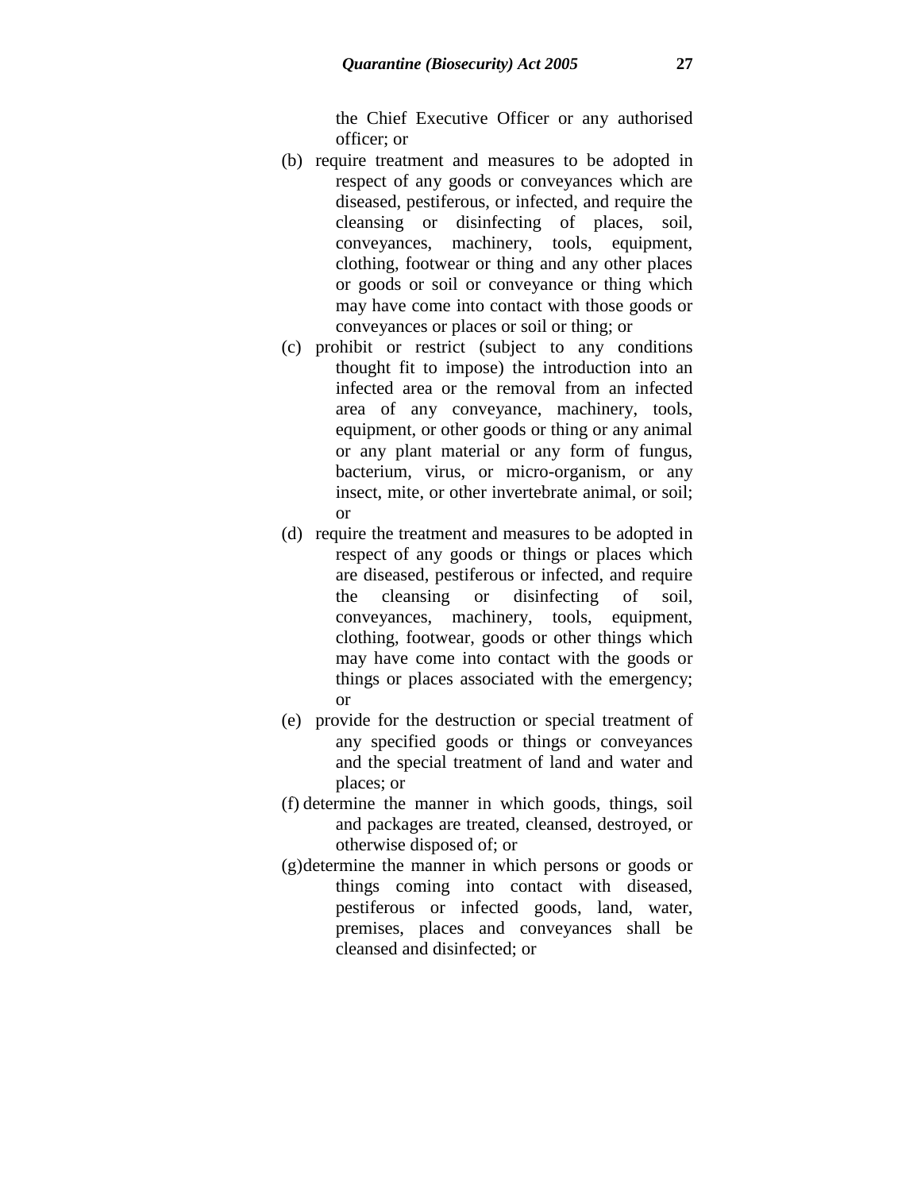the Chief Executive Officer or any authorised officer; or

(b) require treatment and measures to be adopted in respect of any goods or conveyances which are diseased, pestiferous, or infected, and require the cleansing or disinfecting of places, soil, conveyances, machinery, tools, equipment, clothing, footwear or thing and any other places or goods or soil or conveyance or thing which may have come into contact with those goods or conveyances or places or soil or thing; or

(c) prohibit or restrict (subject to any conditions thought fit to impose) the introduction into an infected area or the removal from an infected area of any conveyance, machinery, tools, equipment, or other goods or thing or any animal or any plant material or any form of fungus, bacterium, virus, or micro-organism, or any insect, mite, or other invertebrate animal, or soil; or

(d) require the treatment and measures to be adopted in respect of any goods or things or places which are diseased, pestiferous or infected, and require the cleansing or disinfecting of soil, conveyances, machinery, tools, equipment, clothing, footwear, goods or other things which may have come into contact with the goods or things or places associated with the emergency; or

(e) provide for the destruction or special treatment of any specified goods or things or conveyances and the special treatment of land and water and places; or

(f) determine the manner in which goods, things, soil and packages are treated, cleansed, destroyed, or otherwise disposed of; or

(g) determine the manner in which persons or goods or things coming into contact with diseased, pestiferous or infected goods, land, water, premises, places and conveyances shall be cleansed and disinfected; or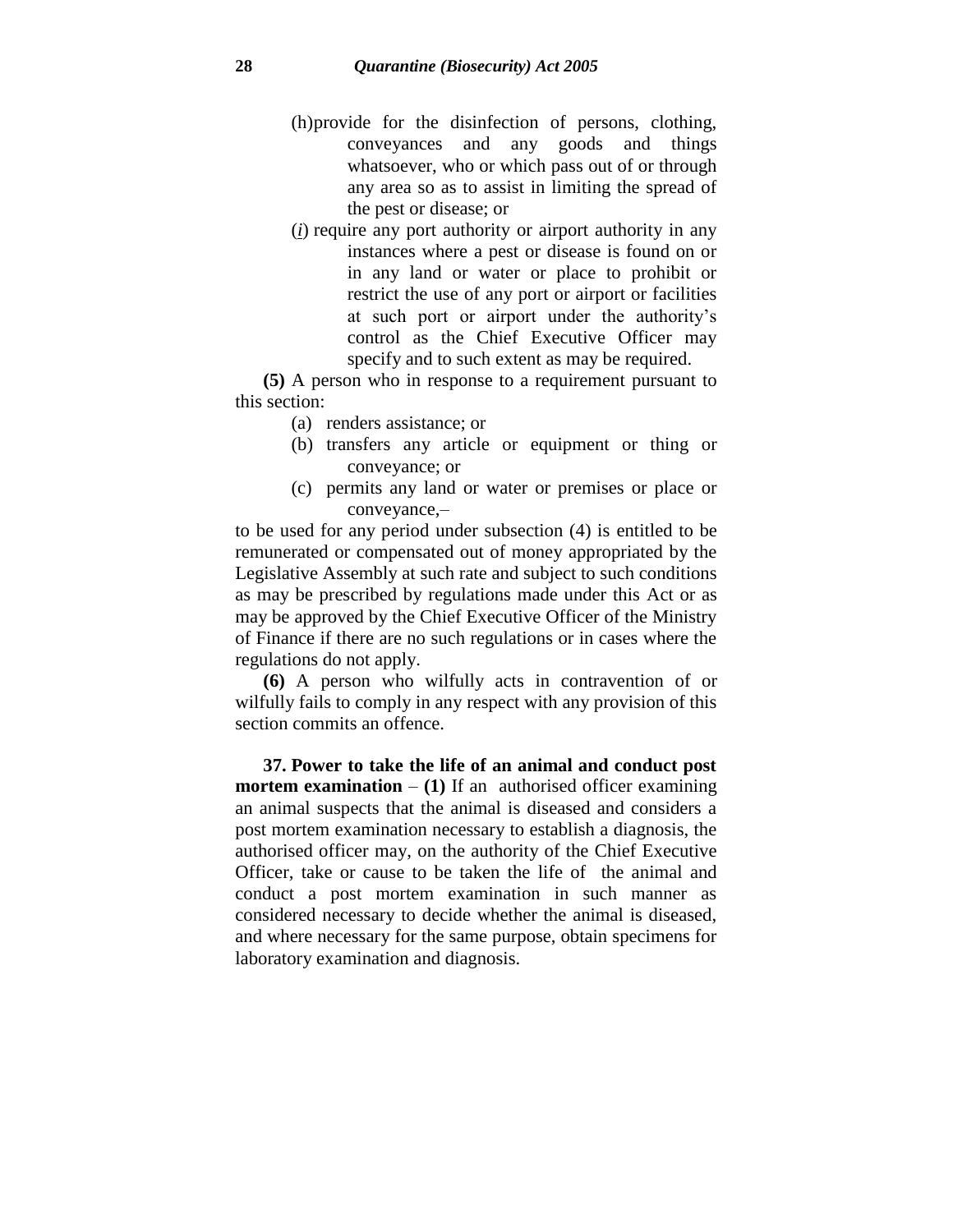(h) provide for the disinfection of persons, clothing, conveyances and any goods and things whatsoever, who or which pass out of or through any area so as to assist in limiting the spread of the pest or disease; or

(*i*) require any port authority or airport authority in any instances where a pest or disease is found on or in any land or water or place to prohibit or restrict the use of any port or airport or facilities at such port or airport under the authority's control as the Chief Executive Officer may specify and to such extent as may be required.

**(5)** A person who in response to a requirement pursuant to this section:

(a) renders assistance; or

(b) transfers any article or equipment or thing or conveyance; or

(c) permits any land or water or premises or place or conveyance,–

to be used for any period under subsection (4) is entitled to be remunerated or compensated out of money appropriated by the Legislative Assembly at such rate and subject to such conditions as may be prescribed by regulations made under this Act or as may be approved by the Chief Executive Officer of the Ministry of Finance if there are no such regulations or in cases where the regulations do not apply.

**(6)** A person who wilfully acts in contravention of or wilfully fails to comply in any respect with any provision of this section commits an offence.

**37. Power to take the life of an animal and conduct post mortem examination** – **(1)** If an authorised officer examining an animal suspects that the animal is diseased and considers a post mortem examination necessary to establish a diagnosis, the authorised officer may, on the authority of the Chief Executive Officer, take or cause to be taken the life of the animal and conduct a post mortem examination in such manner as considered necessary to decide whether the animal is diseased, and where necessary for the same purpose, obtain specimens for laboratory examination and diagnosis.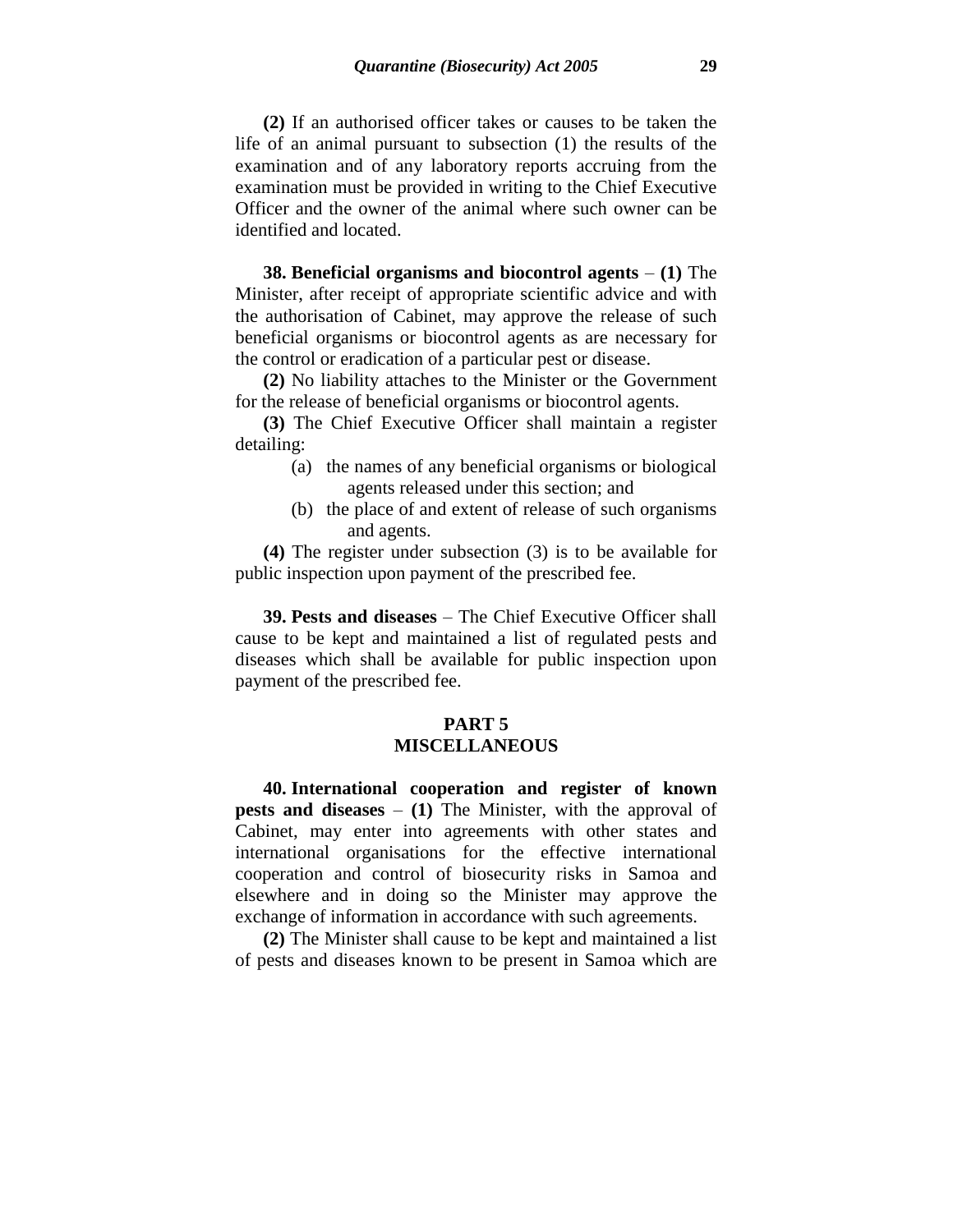**(2)** If an authorised officer takes or causes to be taken the life of an animal pursuant to subsection (1) the results of the examination and of any laboratory reports accruing from the examination must be provided in writing to the Chief Executive Officer and the owner of the animal where such owner can be identified and located.

**38. Beneficial organisms and biocontrol agents** – **(1)** The Minister, after receipt of appropriate scientific advice and with the authorisation of Cabinet, may approve the release of such beneficial organisms or biocontrol agents as are necessary for the control or eradication of a particular pest or disease.

**(2)** No liability attaches to the Minister or the Government for the release of beneficial organisms or biocontrol agents.

**(3)** The Chief Executive Officer shall maintain a register detailing:

- (a) the names of any beneficial organisms or biological agents released under this section; and
- (b) the place of and extent of release of such organisms and agents.

**(4)** The register under subsection (3) is to be available for public inspection upon payment of the prescribed fee.

**39. Pests and diseases** – The Chief Executive Officer shall cause to be kept and maintained a list of regulated pests and diseases which shall be available for public inspection upon payment of the prescribed fee.

## PART 5
## MISCELLANEOUS

**40. International cooperation and register of known pests and diseases** – **(1)** The Minister, with the approval of Cabinet, may enter into agreements with other states and international organisations for the effective international cooperation and control of biosecurity risks in Samoa and elsewhere and in doing so the Minister may approve the exchange of information in accordance with such agreements.

**(2)** The Minister shall cause to be kept and maintained a list of pests and diseases known to be present in Samoa which are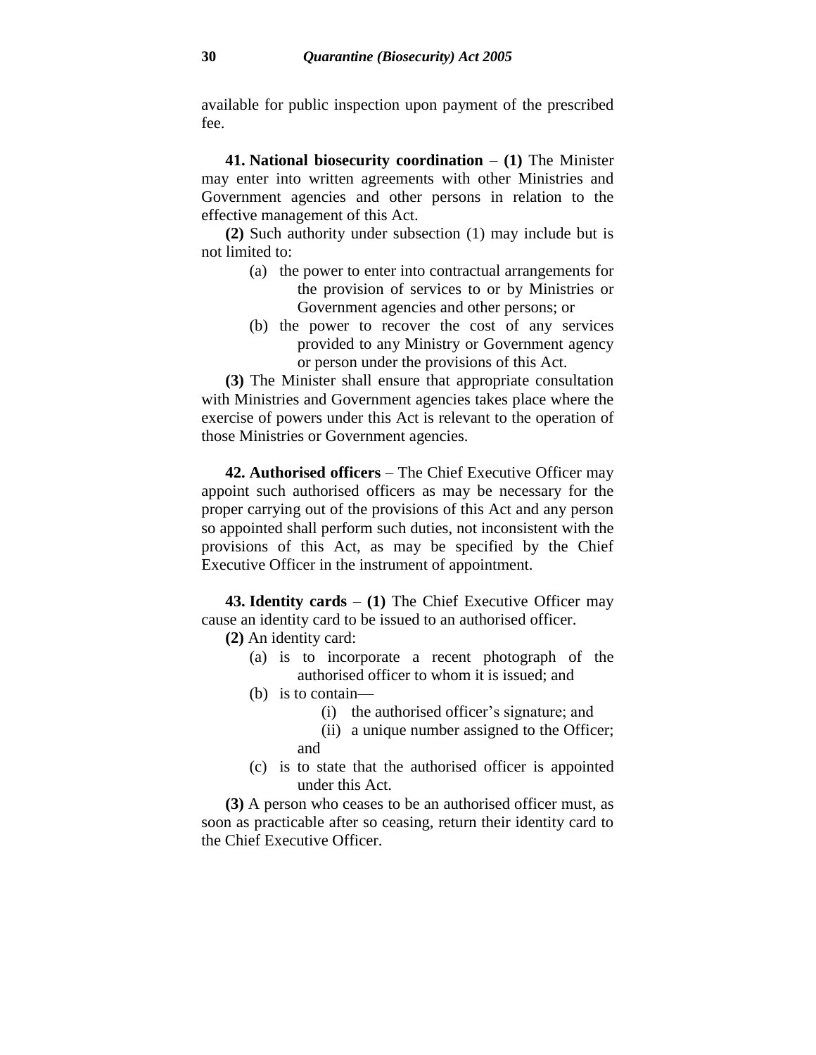available for public inspection upon payment of the prescribed fee.

**41. National biosecurity coordination** – **(1)** The Minister may enter into written agreements with other Ministries and Government agencies and other persons in relation to the effective management of this Act.

**(2)** Such authority under subsection (1) may include but is not limited to:

- (a) the power to enter into contractual arrangements for the provision of services to or by Ministries or Government agencies and other persons; or
- (b) the power to recover the cost of any services provided to any Ministry or Government agency or person under the provisions of this Act.

**(3)** The Minister shall ensure that appropriate consultation with Ministries and Government agencies takes place where the exercise of powers under this Act is relevant to the operation of those Ministries or Government agencies.

**42. Authorised officers** – The Chief Executive Officer may appoint such authorised officers as may be necessary for the proper carrying out of the provisions of this Act and any person so appointed shall perform such duties, not inconsistent with the provisions of this Act, as may be specified by the Chief Executive Officer in the instrument of appointment.

**43. Identity cards** – **(1)** The Chief Executive Officer may cause an identity card to be issued to an authorised officer.

**(2)** An identity card:

- (a) is to incorporate a recent photograph of the authorised officer to whom it is issued; and
- (b) is to contain—
  - (i) the authorised officer's signature; and
  - (ii) a unique number assigned to the Officer; and
- (c) is to state that the authorised officer is appointed under this Act.

**(3)** A person who ceases to be an authorised officer must, as soon as practicable after so ceasing, return their identity card to the Chief Executive Officer.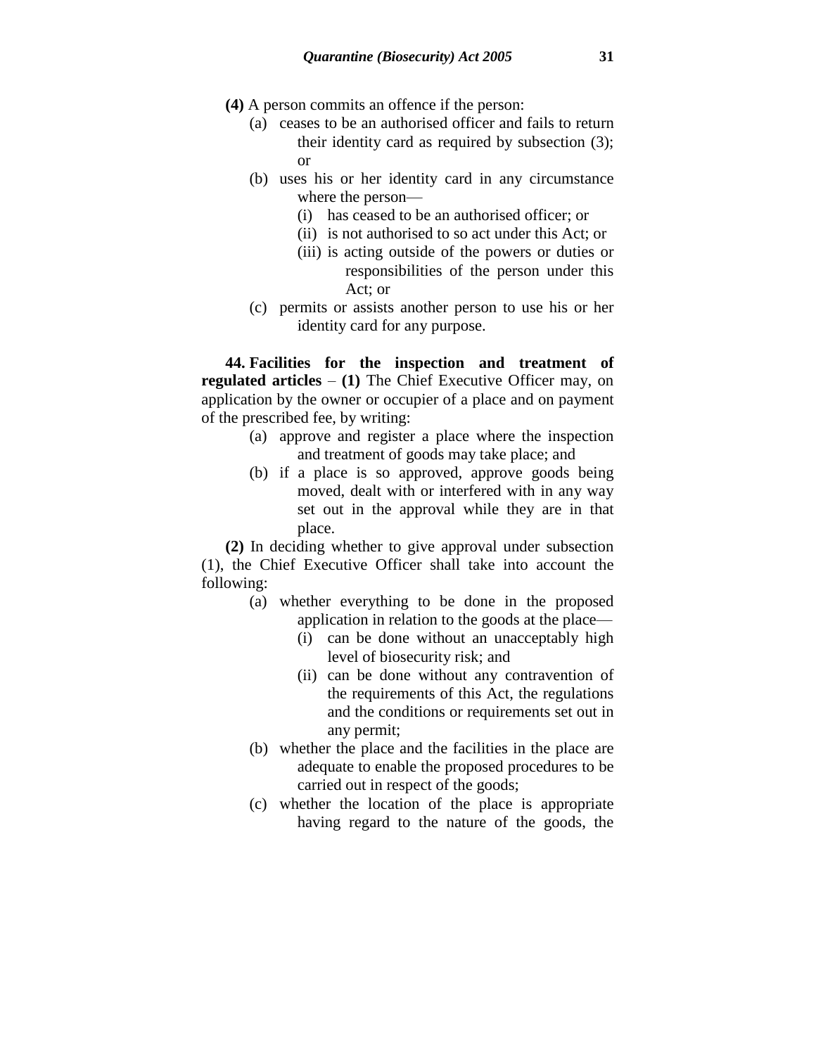**(4)** A person commits an offence if the person:

- (a) ceases to be an authorised officer and fails to return their identity card as required by subsection (3); or
- (b) uses his or her identity card in any circumstance where the person—
  - (i) has ceased to be an authorised officer; or
  - (ii) is not authorised to so act under this Act; or
  - (iii) is acting outside of the powers or duties or responsibilities of the person under this Act; or
- (c) permits or assists another person to use his or her identity card for any purpose.

**44. Facilities for the inspection and treatment of regulated articles** – **(1)** The Chief Executive Officer may, on application by the owner or occupier of a place and on payment of the prescribed fee, by writing:

- (a) approve and register a place where the inspection and treatment of goods may take place; and
- (b) if a place is so approved, approve goods being moved, dealt with or interfered with in any way set out in the approval while they are in that place.

**(2)** In deciding whether to give approval under subsection (1), the Chief Executive Officer shall take into account the following:

- (a) whether everything to be done in the proposed application in relation to the goods at the place—
  - (i) can be done without an unacceptably high level of biosecurity risk; and
  - (ii) can be done without any contravention of the requirements of this Act, the regulations and the conditions or requirements set out in any permit;
- (b) whether the place and the facilities in the place are adequate to enable the proposed procedures to be carried out in respect of the goods;
- (c) whether the location of the place is appropriate having regard to the nature of the goods, the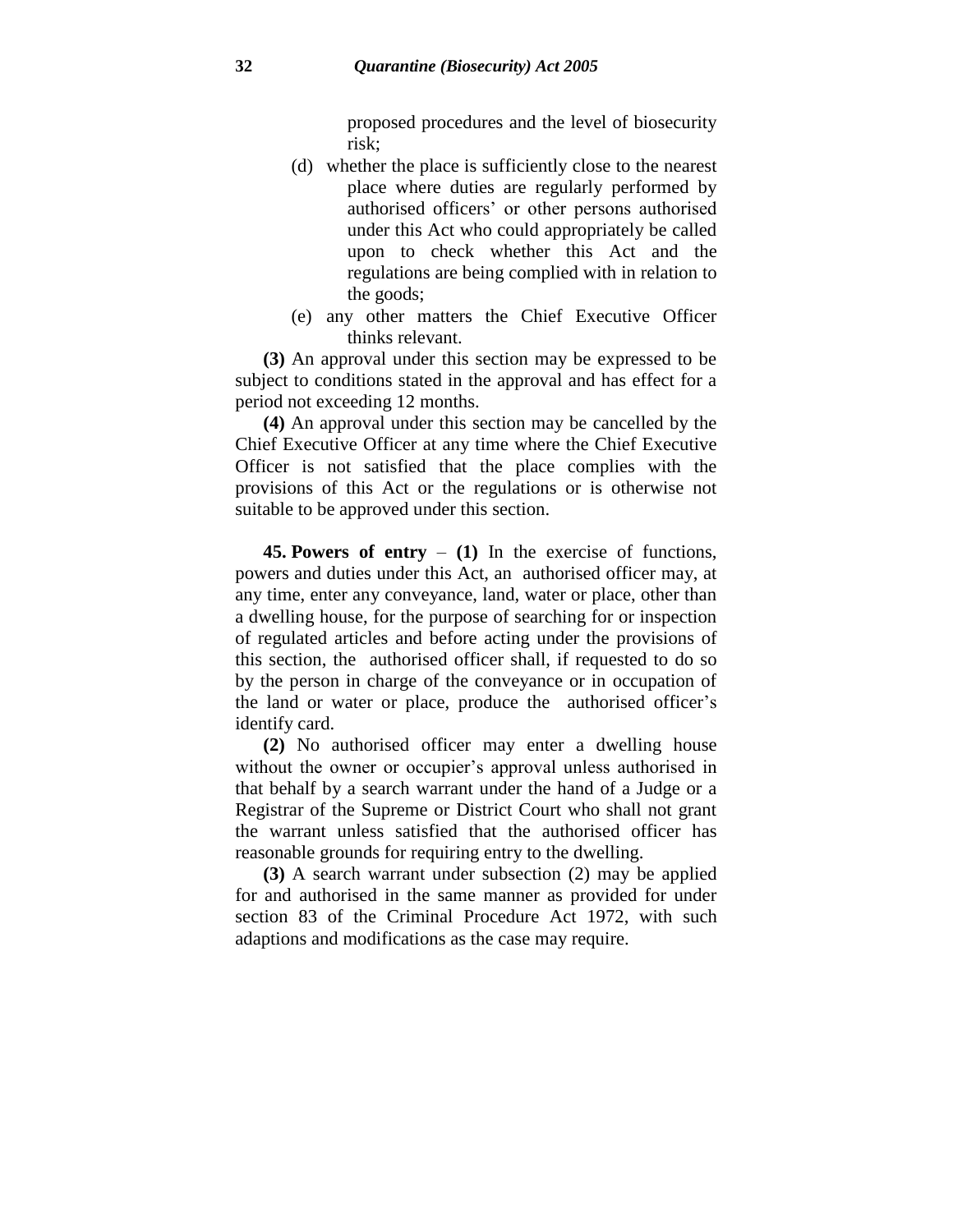proposed procedures and the level of biosecurity risk;

(d) whether the place is sufficiently close to the nearest place where duties are regularly performed by authorised officers' or other persons authorised under this Act who could appropriately be called upon to check whether this Act and the regulations are being complied with in relation to the goods;

(e) any other matters the Chief Executive Officer thinks relevant.

**(3)** An approval under this section may be expressed to be subject to conditions stated in the approval and has effect for a period not exceeding 12 months.

**(4)** An approval under this section may be cancelled by the Chief Executive Officer at any time where the Chief Executive Officer is not satisfied that the place complies with the provisions of this Act or the regulations or is otherwise not suitable to be approved under this section.

**45. Powers of entry** – **(1)** In the exercise of functions, powers and duties under this Act, an authorised officer may, at any time, enter any conveyance, land, water or place, other than a dwelling house, for the purpose of searching for or inspection of regulated articles and before acting under the provisions of this section, the authorised officer shall, if requested to do so by the person in charge of the conveyance or in occupation of the land or water or place, produce the authorised officer's identify card.

**(2)** No authorised officer may enter a dwelling house without the owner or occupier's approval unless authorised in that behalf by a search warrant under the hand of a Judge or a Registrar of the Supreme or District Court who shall not grant the warrant unless satisfied that the authorised officer has reasonable grounds for requiring entry to the dwelling.

**(3)** A search warrant under subsection (2) may be applied for and authorised in the same manner as provided for under section 83 of the Criminal Procedure Act 1972, with such adaptions and modifications as the case may require.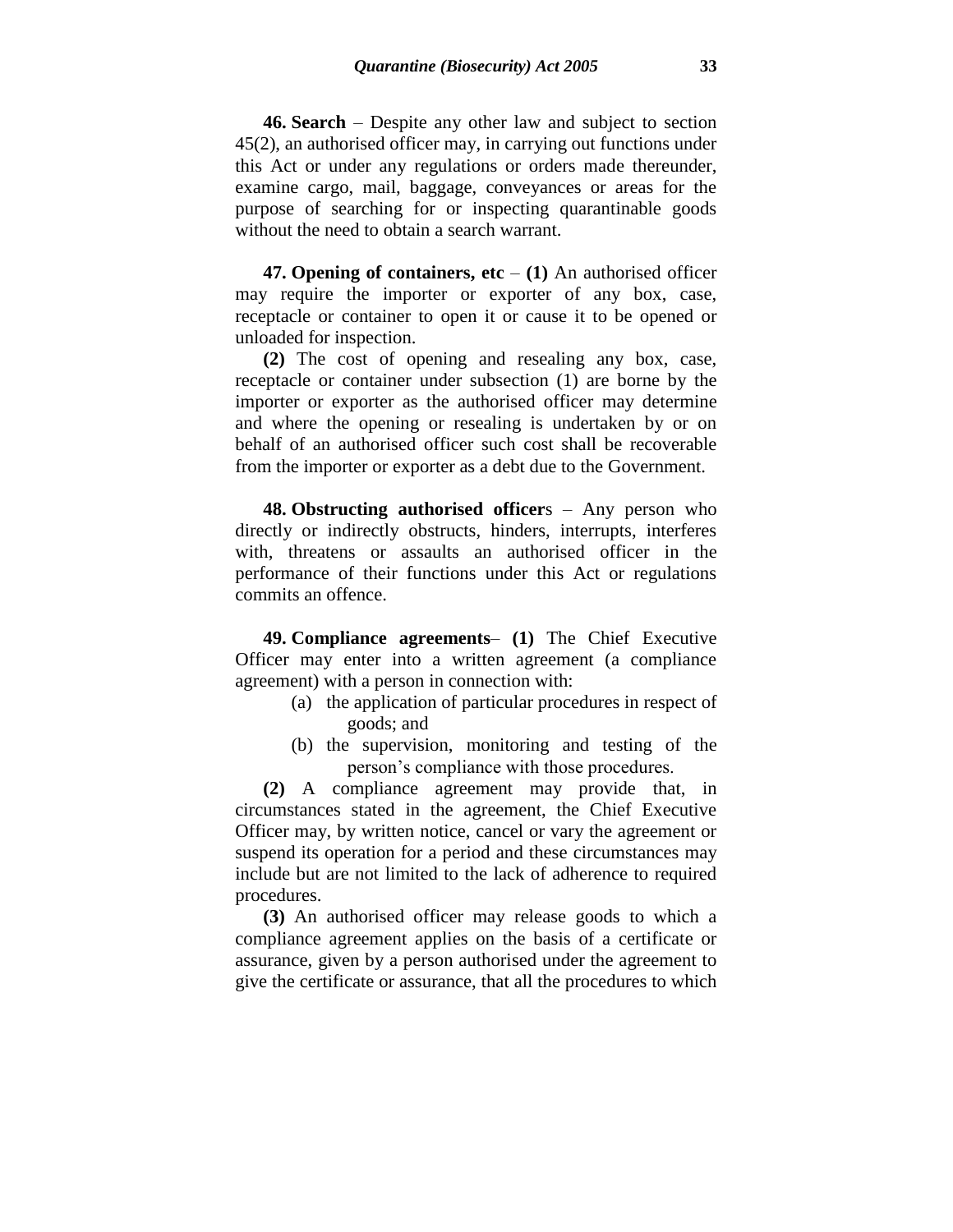**46. Search** – Despite any other law and subject to section 45(2), an authorised officer may, in carrying out functions under this Act or under any regulations or orders made thereunder, examine cargo, mail, baggage, conveyances or areas for the purpose of searching for or inspecting quarantinable goods without the need to obtain a search warrant.

**47. Opening of containers, etc** – **(1)** An authorised officer may require the importer or exporter of any box, case, receptacle or container to open it or cause it to be opened or unloaded for inspection.

**(2)** The cost of opening and resealing any box, case, receptacle or container under subsection (1) are borne by the importer or exporter as the authorised officer may determine and where the opening or resealing is undertaken by or on behalf of an authorised officer such cost shall be recoverable from the importer or exporter as a debt due to the Government.

**48. Obstructing authorised officer**s – Any person who directly or indirectly obstructs, hinders, interrupts, interferes with, threatens or assaults an authorised officer in the performance of their functions under this Act or regulations commits an offence.

**49. Compliance agreements**– **(1)** The Chief Executive Officer may enter into a written agreement (a compliance agreement) with a person in connection with:

- (a) the application of particular procedures in respect of goods; and
- (b) the supervision, monitoring and testing of the person's compliance with those procedures.

**(2)** A compliance agreement may provide that, in circumstances stated in the agreement, the Chief Executive Officer may, by written notice, cancel or vary the agreement or suspend its operation for a period and these circumstances may include but are not limited to the lack of adherence to required procedures.

**(3)** An authorised officer may release goods to which a compliance agreement applies on the basis of a certificate or assurance, given by a person authorised under the agreement to give the certificate or assurance, that all the procedures to which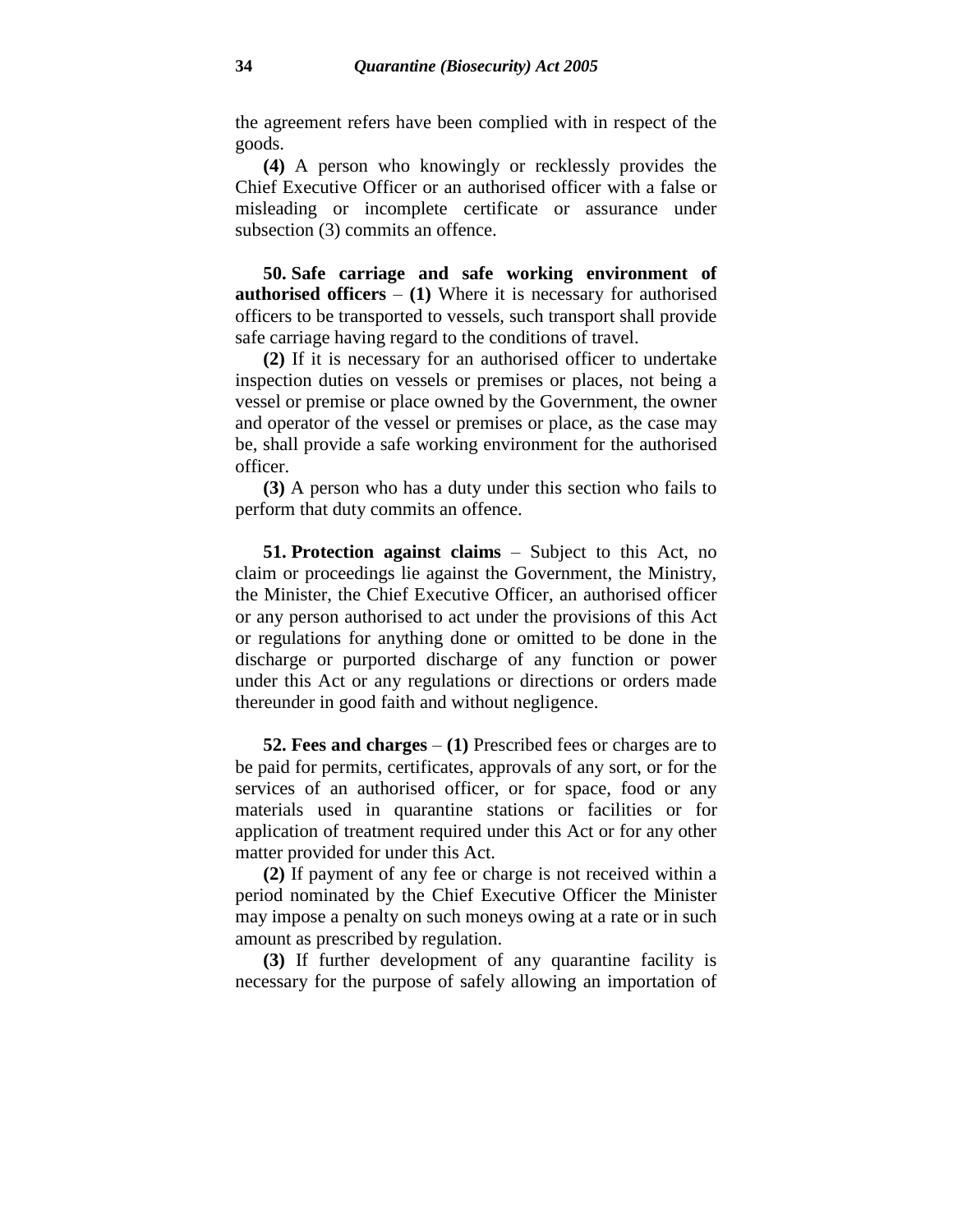the agreement refers have been complied with in respect of the goods.

**(4)** A person who knowingly or recklessly provides the Chief Executive Officer or an authorised officer with a false or misleading or incomplete certificate or assurance under subsection (3) commits an offence.

**50. Safe carriage and safe working environment of authorised officers** – **(1)** Where it is necessary for authorised officers to be transported to vessels, such transport shall provide safe carriage having regard to the conditions of travel.

**(2)** If it is necessary for an authorised officer to undertake inspection duties on vessels or premises or places, not being a vessel or premise or place owned by the Government, the owner and operator of the vessel or premises or place, as the case may be, shall provide a safe working environment for the authorised officer.

**(3)** A person who has a duty under this section who fails to perform that duty commits an offence.

**51. Protection against claims** – Subject to this Act, no claim or proceedings lie against the Government, the Ministry, the Minister, the Chief Executive Officer, an authorised officer or any person authorised to act under the provisions of this Act or regulations for anything done or omitted to be done in the discharge or purported discharge of any function or power under this Act or any regulations or directions or orders made thereunder in good faith and without negligence.

**52. Fees and charges** – **(1)** Prescribed fees or charges are to be paid for permits, certificates, approvals of any sort, or for the services of an authorised officer, or for space, food or any materials used in quarantine stations or facilities or for application of treatment required under this Act or for any other matter provided for under this Act.

**(2)** If payment of any fee or charge is not received within a period nominated by the Chief Executive Officer the Minister may impose a penalty on such moneys owing at a rate or in such amount as prescribed by regulation.

**(3)** If further development of any quarantine facility is necessary for the purpose of safely allowing an importation of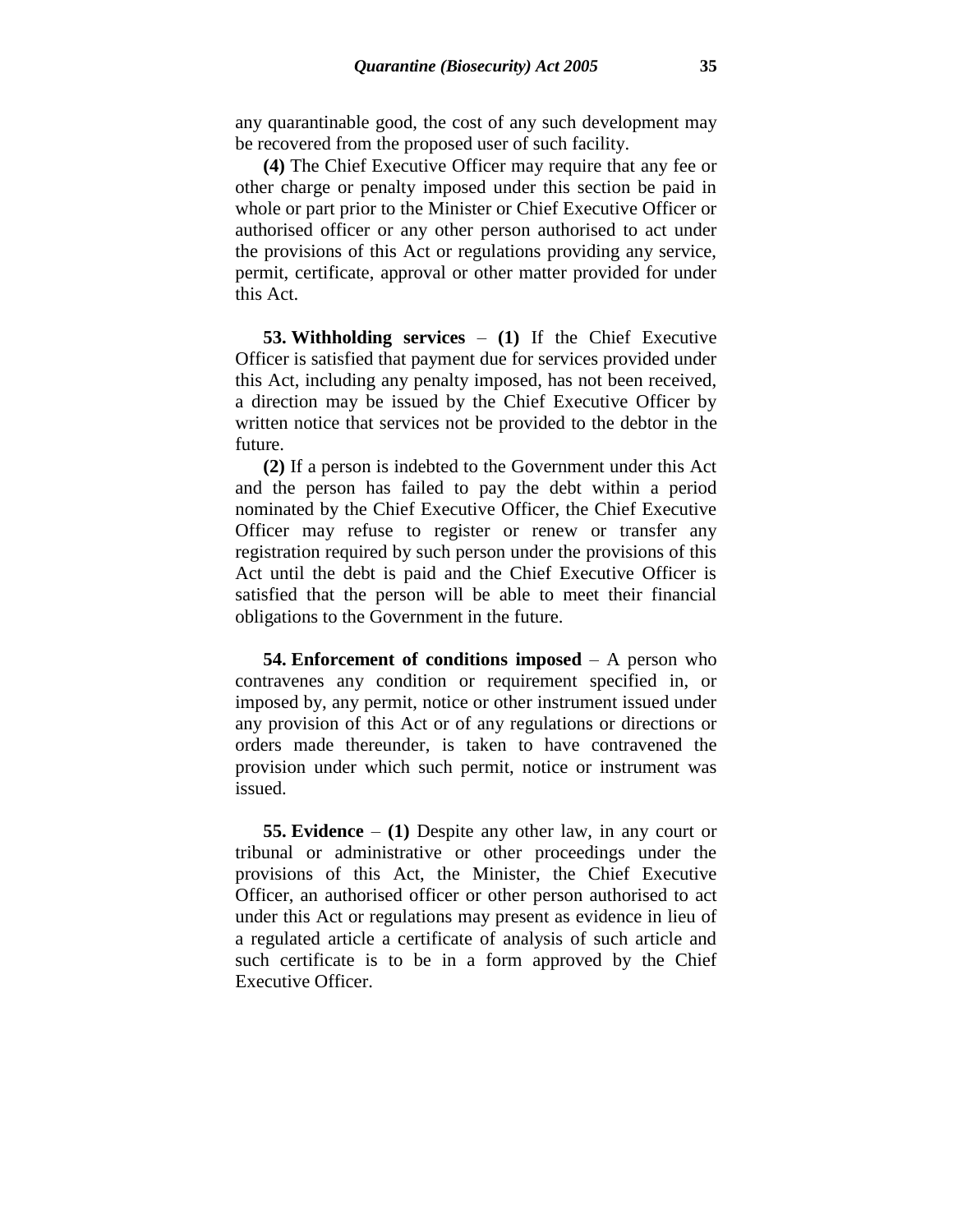any quarantinable good, the cost of any such development may be recovered from the proposed user of such facility.

**(4)** The Chief Executive Officer may require that any fee or other charge or penalty imposed under this section be paid in whole or part prior to the Minister or Chief Executive Officer or authorised officer or any other person authorised to act under the provisions of this Act or regulations providing any service, permit, certificate, approval or other matter provided for under this Act.

**53. Withholding services** – **(1)** If the Chief Executive Officer is satisfied that payment due for services provided under this Act, including any penalty imposed, has not been received, a direction may be issued by the Chief Executive Officer by written notice that services not be provided to the debtor in the future.

**(2)** If a person is indebted to the Government under this Act and the person has failed to pay the debt within a period nominated by the Chief Executive Officer, the Chief Executive Officer may refuse to register or renew or transfer any registration required by such person under the provisions of this Act until the debt is paid and the Chief Executive Officer is satisfied that the person will be able to meet their financial obligations to the Government in the future.

**54. Enforcement of conditions imposed** – A person who contravenes any condition or requirement specified in, or imposed by, any permit, notice or other instrument issued under any provision of this Act or of any regulations or directions or orders made thereunder, is taken to have contravened the provision under which such permit, notice or instrument was issued.

**55. Evidence** – **(1)** Despite any other law, in any court or tribunal or administrative or other proceedings under the provisions of this Act, the Minister, the Chief Executive Officer, an authorised officer or other person authorised to act under this Act or regulations may present as evidence in lieu of a regulated article a certificate of analysis of such article and such certificate is to be in a form approved by the Chief Executive Officer.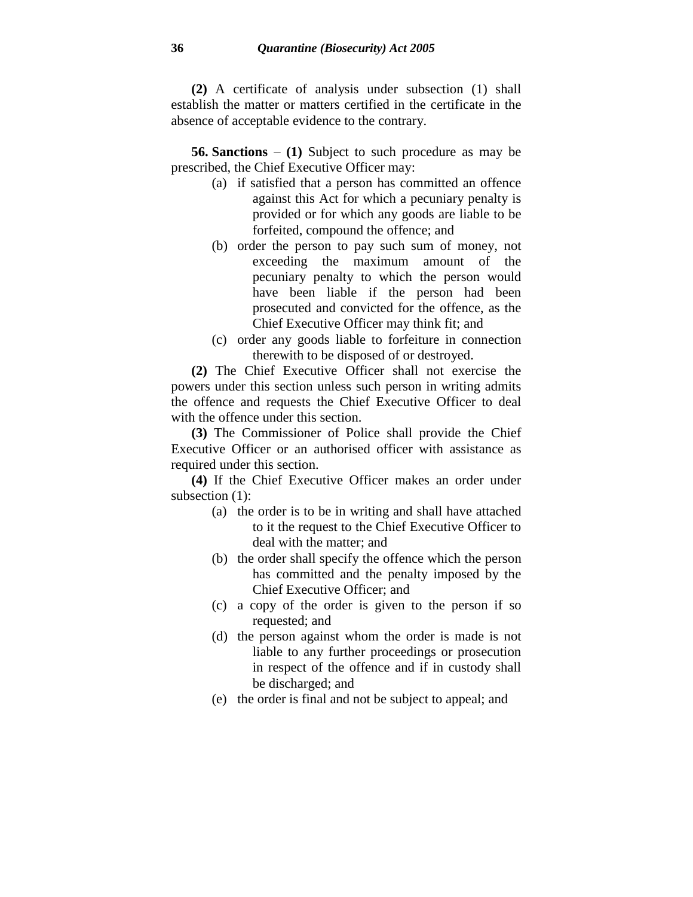**(2)** A certificate of analysis under subsection (1) shall establish the matter or matters certified in the certificate in the absence of acceptable evidence to the contrary.

**56. Sanctions** – **(1)** Subject to such procedure as may be prescribed, the Chief Executive Officer may:

- (a) if satisfied that a person has committed an offence against this Act for which a pecuniary penalty is provided or for which any goods are liable to be forfeited, compound the offence; and
- (b) order the person to pay such sum of money, not exceeding the maximum amount of the pecuniary penalty to which the person would have been liable if the person had been prosecuted and convicted for the offence, as the Chief Executive Officer may think fit; and
- (c) order any goods liable to forfeiture in connection therewith to be disposed of or destroyed.

**(2)** The Chief Executive Officer shall not exercise the powers under this section unless such person in writing admits the offence and requests the Chief Executive Officer to deal with the offence under this section.

**(3)** The Commissioner of Police shall provide the Chief Executive Officer or an authorised officer with assistance as required under this section.

**(4)** If the Chief Executive Officer makes an order under subsection (1):

- (a) the order is to be in writing and shall have attached to it the request to the Chief Executive Officer to deal with the matter; and
- (b) the order shall specify the offence which the person has committed and the penalty imposed by the Chief Executive Officer; and
- (c) a copy of the order is given to the person if so requested; and
- (d) the person against whom the order is made is not liable to any further proceedings or prosecution in respect of the offence and if in custody shall be discharged; and
- (e) the order is final and not be subject to appeal; and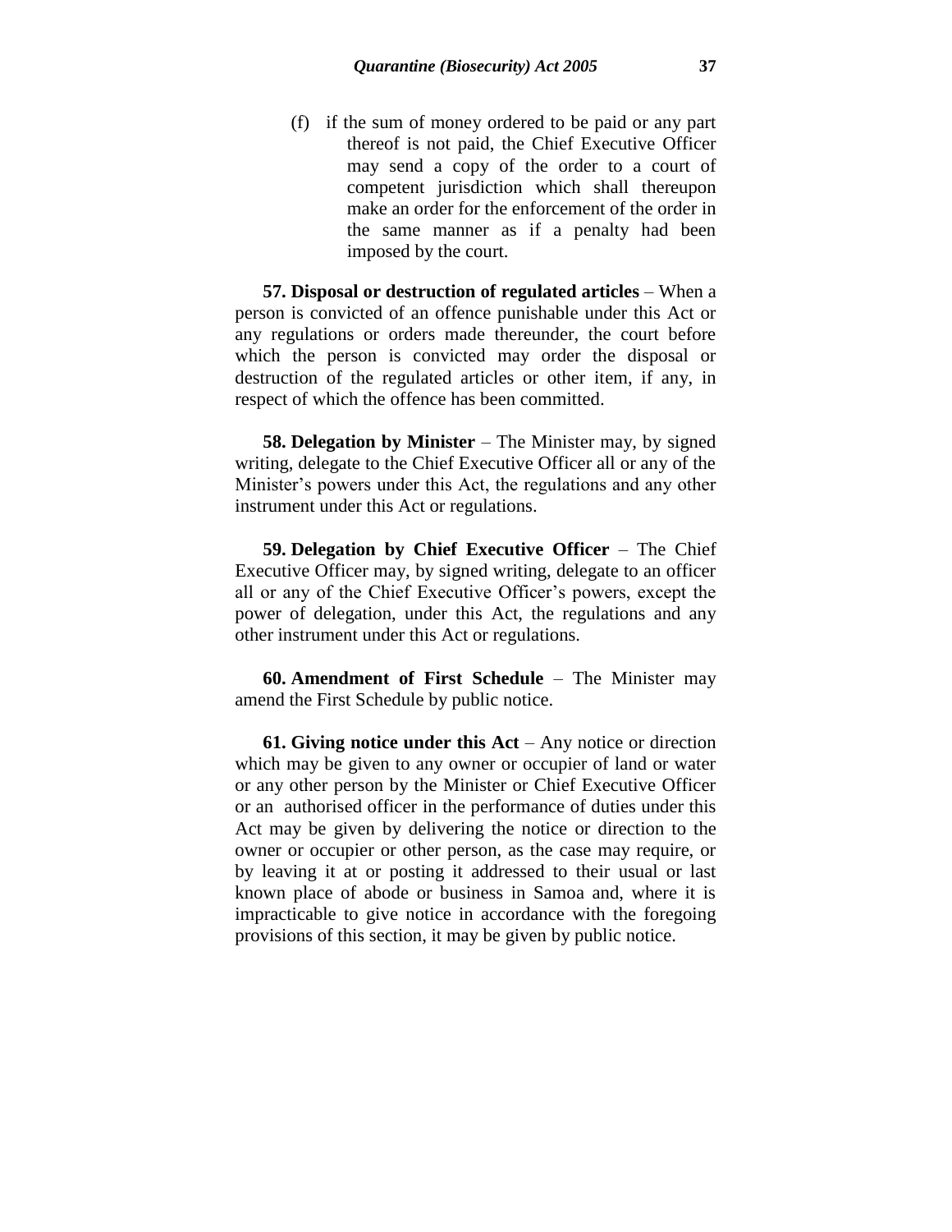(f) if the sum of money ordered to be paid or any part thereof is not paid, the Chief Executive Officer may send a copy of the order to a court of competent jurisdiction which shall thereupon make an order for the enforcement of the order in the same manner as if a penalty had been imposed by the court.

**57. Disposal or destruction of regulated articles** – When a person is convicted of an offence punishable under this Act or any regulations or orders made thereunder, the court before which the person is convicted may order the disposal or destruction of the regulated articles or other item, if any, in respect of which the offence has been committed.

**58. Delegation by Minister** – The Minister may, by signed writing, delegate to the Chief Executive Officer all or any of the Minister's powers under this Act, the regulations and any other instrument under this Act or regulations.

**59. Delegation by Chief Executive Officer** – The Chief Executive Officer may, by signed writing, delegate to an officer all or any of the Chief Executive Officer's powers, except the power of delegation, under this Act, the regulations and any other instrument under this Act or regulations.

**60. Amendment of First Schedule** – The Minister may amend the First Schedule by public notice.

**61. Giving notice under this Act** – Any notice or direction which may be given to any owner or occupier of land or water or any other person by the Minister or Chief Executive Officer or an authorised officer in the performance of duties under this Act may be given by delivering the notice or direction to the owner or occupier or other person, as the case may require, or by leaving it at or posting it addressed to their usual or last known place of abode or business in Samoa and, where it is impracticable to give notice in accordance with the foregoing provisions of this section, it may be given by public notice.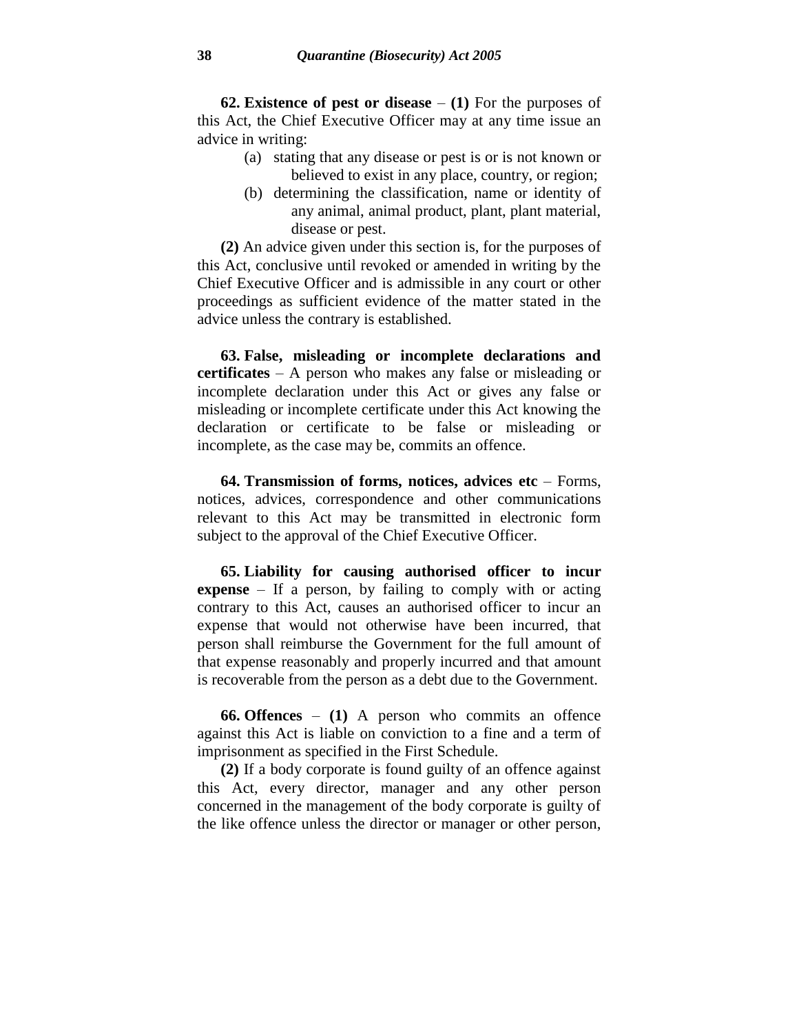**62. Existence of pest or disease** – **(1)** For the purposes of this Act, the Chief Executive Officer may at any time issue an advice in writing:

(a) stating that any disease or pest is or is not known or believed to exist in any place, country, or region;

(b) determining the classification, name or identity of any animal, animal product, plant, plant material, disease or pest.

**(2)** An advice given under this section is, for the purposes of this Act, conclusive until revoked or amended in writing by the Chief Executive Officer and is admissible in any court or other proceedings as sufficient evidence of the matter stated in the advice unless the contrary is established.

**63. False, misleading or incomplete declarations and certificates** – A person who makes any false or misleading or incomplete declaration under this Act or gives any false or misleading or incomplete certificate under this Act knowing the declaration or certificate to be false or misleading or incomplete, as the case may be, commits an offence.

**64. Transmission of forms, notices, advices etc** – Forms, notices, advices, correspondence and other communications relevant to this Act may be transmitted in electronic form subject to the approval of the Chief Executive Officer.

**65. Liability for causing authorised officer to incur expense** – If a person, by failing to comply with or acting contrary to this Act, causes an authorised officer to incur an expense that would not otherwise have been incurred, that person shall reimburse the Government for the full amount of that expense reasonably and properly incurred and that amount is recoverable from the person as a debt due to the Government.

**66. Offences** – **(1)** A person who commits an offence against this Act is liable on conviction to a fine and a term of imprisonment as specified in the First Schedule.

**(2)** If a body corporate is found guilty of an offence against this Act, every director, manager and any other person concerned in the management of the body corporate is guilty of the like offence unless the director or manager or other person,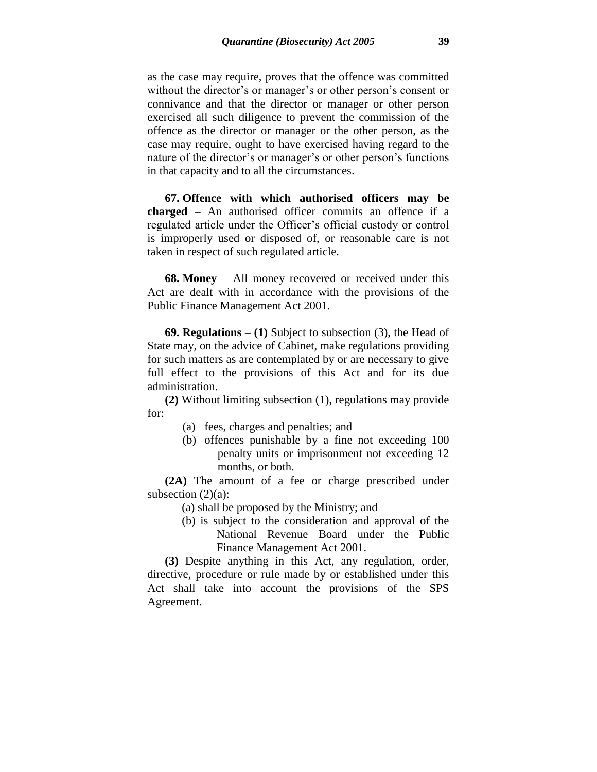as the case may require, proves that the offence was committed without the director's or manager's or other person's consent or connivance and that the director or manager or other person exercised all such diligence to prevent the commission of the offence as the director or manager or the other person, as the case may require, ought to have exercised having regard to the nature of the director's or manager's or other person's functions in that capacity and to all the circumstances.

**67. Offence with which authorised officers may be charged** – An authorised officer commits an offence if a regulated article under the Officer's official custody or control is improperly used or disposed of, or reasonable care is not taken in respect of such regulated article.

**68. Money** – All money recovered or received under this Act are dealt with in accordance with the provisions of the Public Finance Management Act 2001.

**69. Regulations** – **(1)** Subject to subsection (3), the Head of State may, on the advice of Cabinet, make regulations providing for such matters as are contemplated by or are necessary to give full effect to the provisions of this Act and for its due administration.

**(2)** Without limiting subsection (1), regulations may provide for:

- (a) fees, charges and penalties; and
- (b) offences punishable by a fine not exceeding 100 penalty units or imprisonment not exceeding 12 months, or both.

**(2A)** The amount of a fee or charge prescribed under subsection (2)(a):

- (a) shall be proposed by the Ministry; and
- (b) is subject to the consideration and approval of the National Revenue Board under the Public Finance Management Act 2001.

**(3)** Despite anything in this Act, any regulation, order, directive, procedure or rule made by or established under this Act shall take into account the provisions of the SPS Agreement.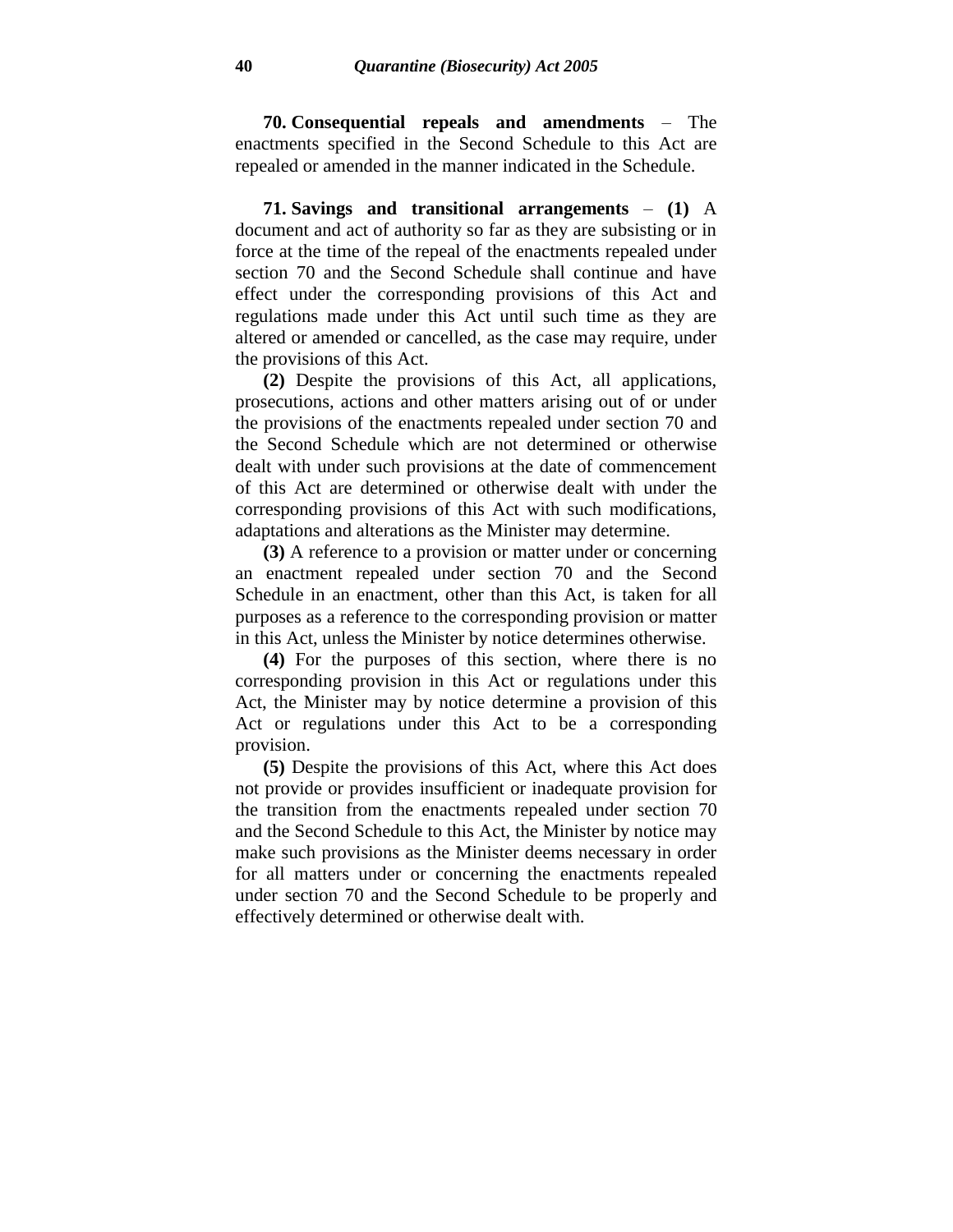**70. Consequential repeals and amendments** – The enactments specified in the Second Schedule to this Act are repealed or amended in the manner indicated in the Schedule.

**71. Savings and transitional arrangements** – **(1)** A document and act of authority so far as they are subsisting or in force at the time of the repeal of the enactments repealed under section 70 and the Second Schedule shall continue and have effect under the corresponding provisions of this Act and regulations made under this Act until such time as they are altered or amended or cancelled, as the case may require, under the provisions of this Act.

**(2)** Despite the provisions of this Act, all applications, prosecutions, actions and other matters arising out of or under the provisions of the enactments repealed under section 70 and the Second Schedule which are not determined or otherwise dealt with under such provisions at the date of commencement of this Act are determined or otherwise dealt with under the corresponding provisions of this Act with such modifications, adaptations and alterations as the Minister may determine.

**(3)** A reference to a provision or matter under or concerning an enactment repealed under section 70 and the Second Schedule in an enactment, other than this Act, is taken for all purposes as a reference to the corresponding provision or matter in this Act, unless the Minister by notice determines otherwise.

**(4)** For the purposes of this section, where there is no corresponding provision in this Act or regulations under this Act, the Minister may by notice determine a provision of this Act or regulations under this Act to be a corresponding provision.

**(5)** Despite the provisions of this Act, where this Act does not provide or provides insufficient or inadequate provision for the transition from the enactments repealed under section 70 and the Second Schedule to this Act, the Minister by notice may make such provisions as the Minister deems necessary in order for all matters under or concerning the enactments repealed under section 70 and the Second Schedule to be properly and effectively determined or otherwise dealt with.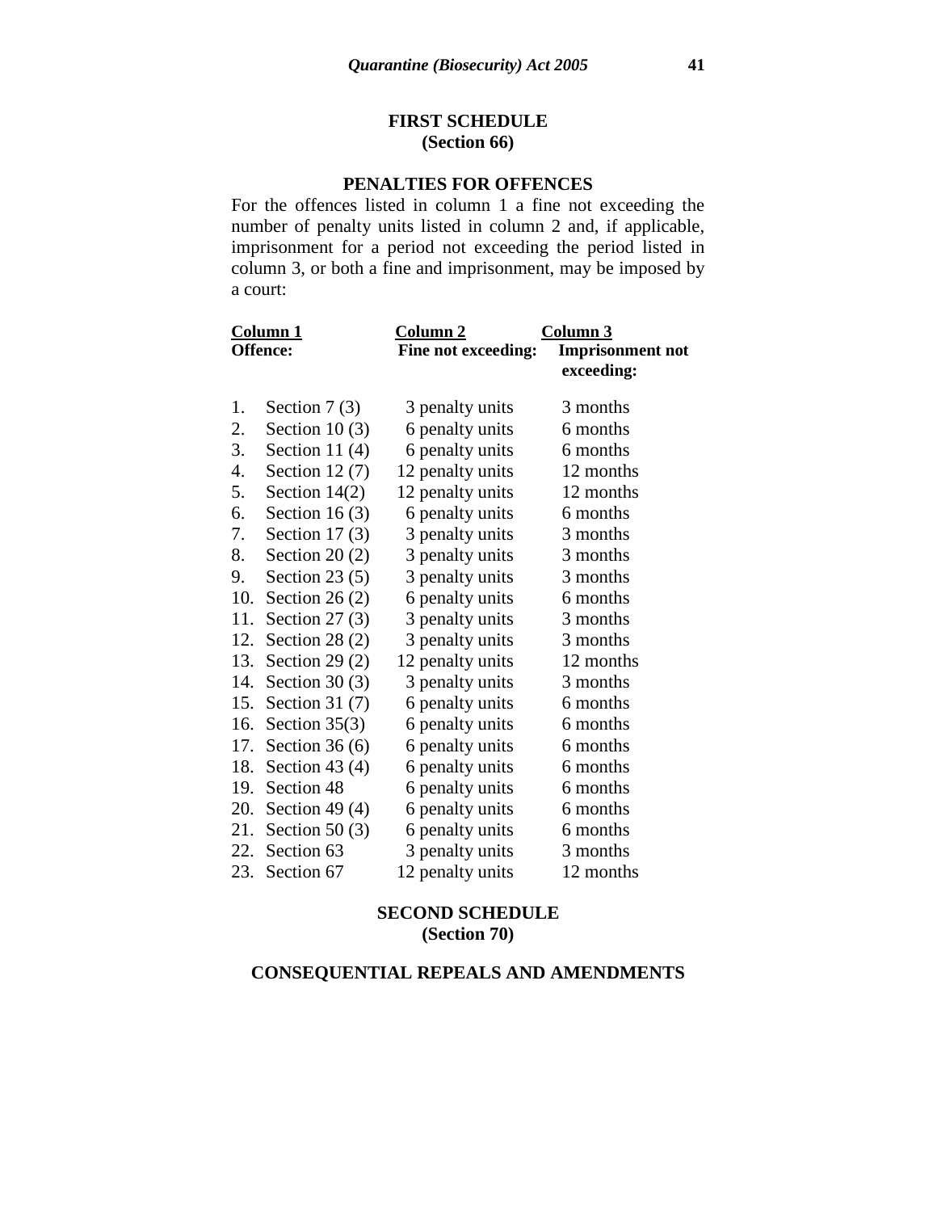## FIRST SCHEDULE
**(Section 66)**

## PENALTIES FOR OFFENCES

For the offences listed in column 1 a fine not exceeding the number of penalty units listed in column 2 and, if applicable, imprisonment for a period not exceeding the period listed in column 3, or both a fine and imprisonment, may be imposed by a court:

| | Column 1<br>Offence: | Column 2<br>Fine not exceeding: | Column 3<br>Imprisonment not exceeding: |
|---|---|---|---|
| 1. | Section 7 (3) | 3 penalty units | 3 months |
| 2. | Section 10 (3) | 6 penalty units | 6 months |
| 3. | Section 11 (4) | 6 penalty units | 6 months |
| 4. | Section 12 (7) | 12 penalty units | 12 months |
| 5. | Section 14(2) | 12 penalty units | 12 months |
| 6. | Section 16 (3) | 6 penalty units | 6 months |
| 7. | Section 17 (3) | 3 penalty units | 3 months |
| 8. | Section 20 (2) | 3 penalty units | 3 months |
| 9. | Section 23 (5) | 3 penalty units | 3 months |
| 10. | Section 26 (2) | 6 penalty units | 6 months |
| 11. | Section 27 (3) | 3 penalty units | 3 months |
| 12. | Section 28 (2) | 3 penalty units | 3 months |
| 13. | Section 29 (2) | 12 penalty units | 12 months |
| 14. | Section 30 (3) | 3 penalty units | 3 months |
| 15. | Section 31 (7) | 6 penalty units | 6 months |
| 16. | Section 35(3) | 6 penalty units | 6 months |
| 17. | Section 36 (6) | 6 penalty units | 6 months |
| 18. | Section 43 (4) | 6 penalty units | 6 months |
| 19. | Section 48 | 6 penalty units | 6 months |
| 20. | Section 49 (4) | 6 penalty units | 6 months |
| 21. | Section 50 (3) | 6 penalty units | 6 months |
| 22. | Section 63 | 3 penalty units | 3 months |
| 23. | Section 67 | 12 penalty units | 12 months |

## SECOND SCHEDULE
**(Section 70)**

## CONSEQUENTIAL REPEALS AND AMENDMENTS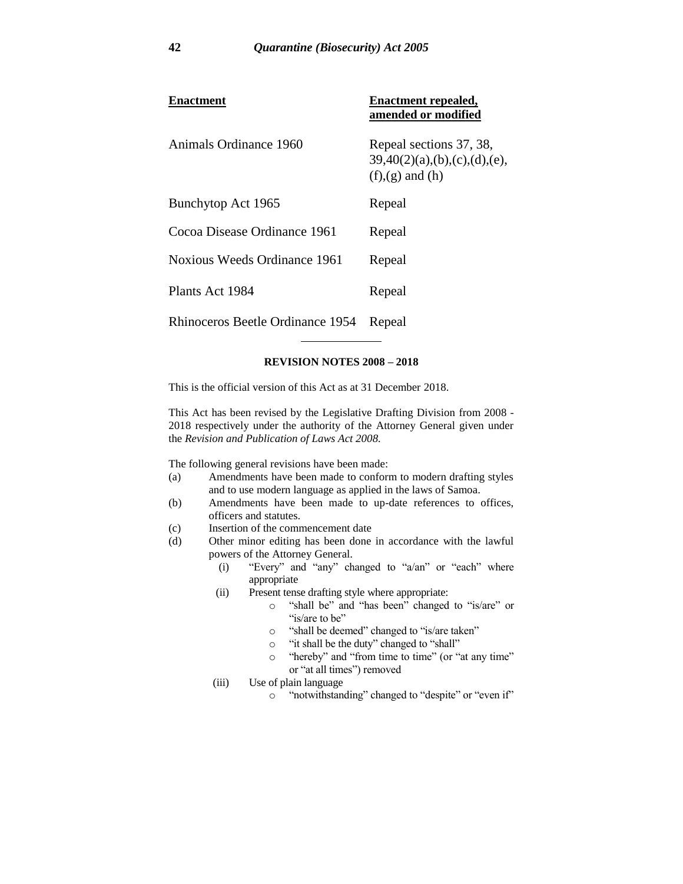| Enactment | Enactment repealed, amended or modified |
|---|---|
| Animals Ordinance 1960 | Repeal sections 37, 38, 39,40(2)(a),(b),(c),(d),(e), (f),(g) and (h) |
| Bunchytop Act 1965 | Repeal |
| Cocoa Disease Ordinance 1961 | Repeal |
| Noxious Weeds Ordinance 1961 | Repeal |
| Plants Act 1984 | Repeal |
| Rhinoceros Beetle Ordinance 1954 | Repeal |

---

**REVISION NOTES 2008 – 2018**

This is the official version of this Act as at 31 December 2018.

This Act has been revised by the Legislative Drafting Division from 2008 - 2018 respectively under the authority of the Attorney General given under the *Revision and Publication of Laws Act 2008.*

The following general revisions have been made:

(a) Amendments have been made to conform to modern drafting styles and to use modern language as applied in the laws of Samoa.

(b) Amendments have been made to up-date references to offices, officers and statutes.

(c) Insertion of the commencement date

(d) Other minor editing has been done in accordance with the lawful powers of the Attorney General.

  (i) "Every" and "any" changed to "a/an" or "each" where appropriate

  (ii) Present tense drafting style where appropriate:

   - "shall be" and "has been" changed to "is/are" or "is/are to be"
   - "shall be deemed" changed to "is/are taken"
   - "it shall be the duty" changed to "shall"
   - "hereby" and "from time to time" (or "at any time" or "at all times") removed

  (iii) Use of plain language

   - "notwithstanding" changed to "despite" or "even if"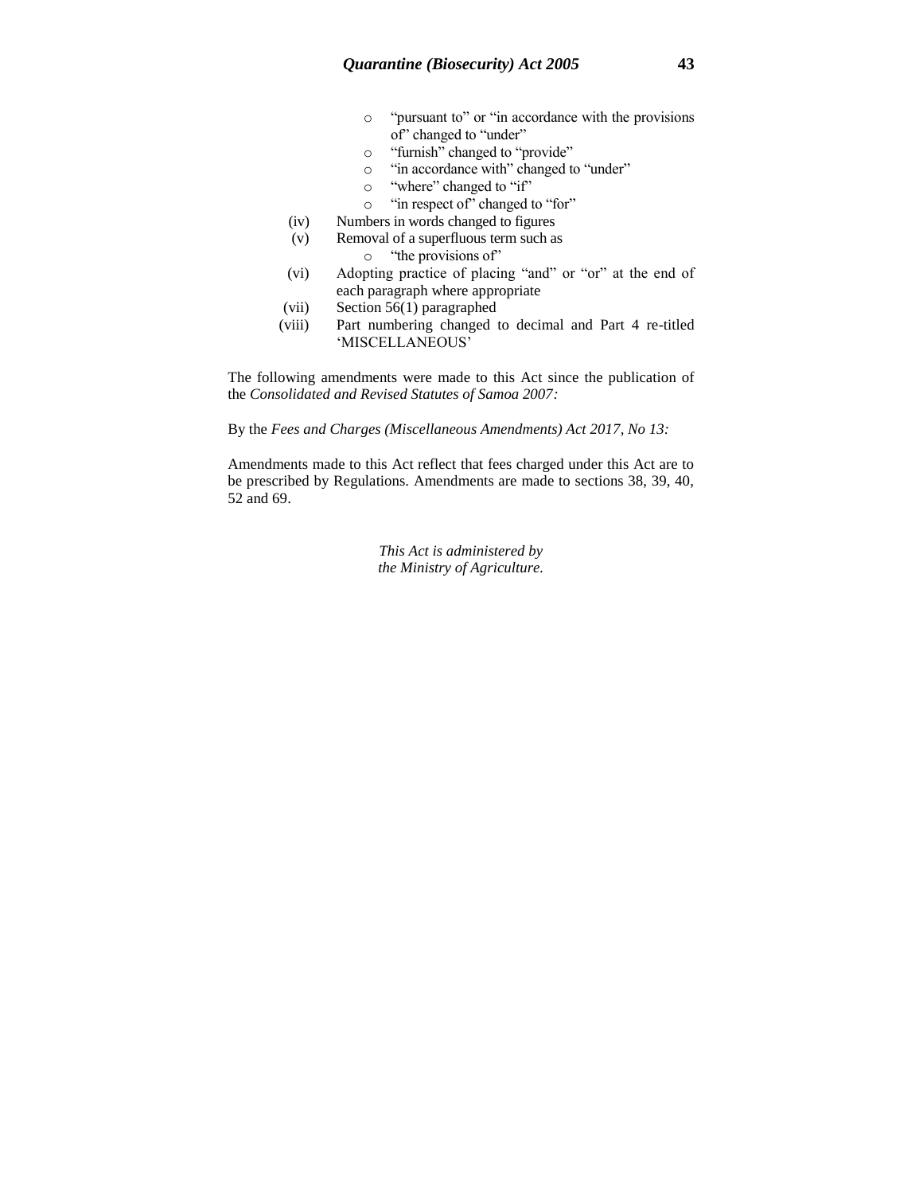- "pursuant to" or "in accordance with the provisions of" changed to "under"
- "furnish" changed to "provide"
- "in accordance with" changed to "under"
- "where" changed to "if"
- "in respect of" changed to "for"

(iv) Numbers in words changed to figures

(v) Removal of a superfluous term such as

- "the provisions of"

(vi) Adopting practice of placing "and" or "or" at the end of each paragraph where appropriate

(vii) Section 56(1) paragraphed

(viii) Part numbering changed to decimal and Part 4 re-titled 'MISCELLANEOUS'

The following amendments were made to this Act since the publication of the *Consolidated and Revised Statutes of Samoa 2007:*

By the *Fees and Charges (Miscellaneous Amendments) Act 2017, No 13:*

Amendments made to this Act reflect that fees charged under this Act are to be prescribed by Regulations. Amendments are made to sections 38, 39, 40, 52 and 69.

*This Act is administered by the Ministry of Agriculture.*